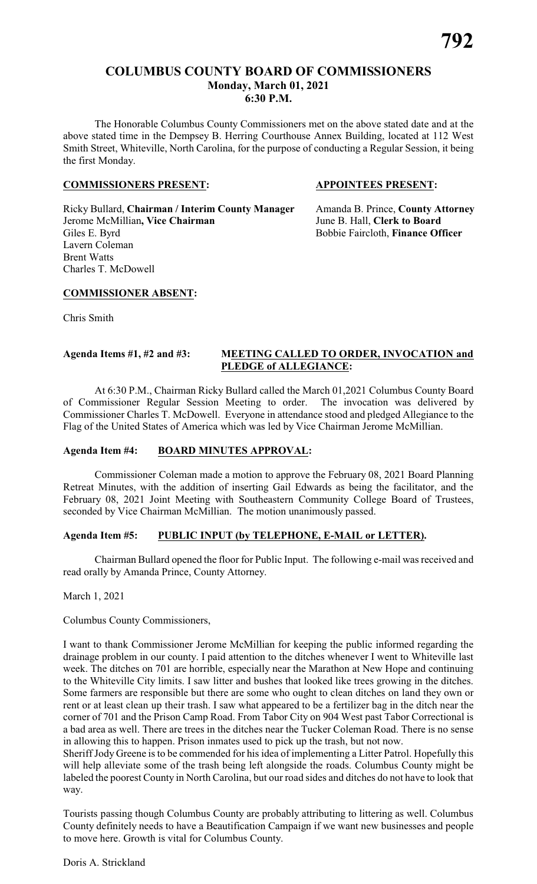# COLUMBUS COUNTY BOARD OF COMMISSIONERS
## Monday, March 01, 2021
## 6:30 P.M.

The Honorable Columbus County Commissioners met on the above stated date and at the above stated time in the Dempsey B. Herring Courthouse Annex Building, located at 112 West Smith Street, Whiteville, North Carolina, for the purpose of conducting a Regular Session, it being the first Monday.

| **COMMISSIONERS PRESENT:** | **APPOINTEES PRESENT:** |
|---|---|
| Ricky Bullard, **Chairman / Interim County Manager** | Amanda B. Prince, **County Attorney** |
| Jerome McMillian**, Vice Chairman** | June B. Hall, **Clerk to Board** |
| Giles E. Byrd | Bobbie Faircloth, **Finance Officer** |
| Lavern Coleman | |
| Brent Watts | |
| Charles T. McDowell | |

**COMMISSIONER ABSENT:**

Chris Smith

**Agenda Items #1, #2 and #3: MEETING CALLED TO ORDER, INVOCATION and PLEDGE of ALLEGIANCE:**

At 6:30 P.M., Chairman Ricky Bullard called the March 01,2021 Columbus County Board of Commissioner Regular Session Meeting to order. The invocation was delivered by Commissioner Charles T. McDowell. Everyone in attendance stood and pledged Allegiance to the Flag of the United States of America which was led by Vice Chairman Jerome McMillian.

**Agenda Item #4: BOARD MINUTES APPROVAL:**

Commissioner Coleman made a motion to approve the February 08, 2021 Board Planning Retreat Minutes, with the addition of inserting Gail Edwards as being the facilitator, and the February 08, 2021 Joint Meeting with Southeastern Community College Board of Trustees, seconded by Vice Chairman McMillian. The motion unanimously passed.

**Agenda Item #5: PUBLIC INPUT (by TELEPHONE, E-MAIL or LETTER).**

Chairman Bullard opened the floor for Public Input. The following e-mail was received and read orally by Amanda Prince, County Attorney.

March 1, 2021

Columbus County Commissioners,

I want to thank Commissioner Jerome McMillian for keeping the public informed regarding the drainage problem in our county. I paid attention to the ditches whenever I went to Whiteville last week. The ditches on 701 are horrible, especially near the Marathon at New Hope and continuing to the Whiteville City limits. I saw litter and bushes that looked like trees growing in the ditches. Some farmers are responsible but there are some who ought to clean ditches on land they own or rent or at least clean up their trash. I saw what appeared to be a fertilizer bag in the ditch near the corner of 701 and the Prison Camp Road. From Tabor City on 904 West past Tabor Correctional is a bad area as well. There are trees in the ditches near the Tucker Coleman Road. There is no sense in allowing this to happen. Prison inmates used to pick up the trash, but not now.

Sheriff Jody Greene is to be commended for his idea of implementing a Litter Patrol. Hopefully this will help alleviate some of the trash being left alongside the roads. Columbus County might be labeled the poorest County in North Carolina, but our road sides and ditches do not have to look that way.

Tourists passing though Columbus County are probably attributing to littering as well. Columbus County definitely needs to have a Beautification Campaign if we want new businesses and people to move here. Growth is vital for Columbus County.

Doris A. Strickland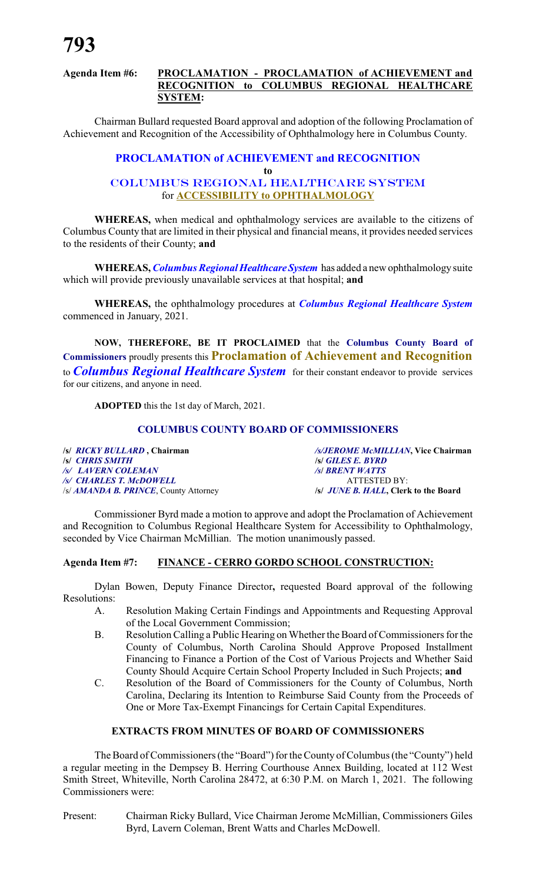**Agenda Item #6: PROCLAMATION - PROCLAMATION of ACHIEVEMENT and RECOGNITION to COLUMBUS REGIONAL HEALTHCARE SYSTEM:**

Chairman Bullard requested Board approval and adoption of the following Proclamation of Achievement and Recognition of the Accessibility of Ophthalmology here in Columbus County.

## PROCLAMATION of ACHIEVEMENT and RECOGNITION

**to**

### COLUMBUS REGIONAL HEALTHCARE SYSTEM

for **ACCESSIBILITY to OPHTHALMOLOGY**

**WHEREAS,** when medical and ophthalmology services are available to the citizens of Columbus County that are limited in their physical and financial means, it provides needed services to the residents of their County; **and**

**WHEREAS,** ***Columbus Regional Healthcare System*** has added a new ophthalmology suite which will provide previously unavailable services at that hospital; **and**

**WHEREAS,** the ophthalmology procedures at ***Columbus Regional Healthcare System*** commenced in January, 2021.

**NOW, THEREFORE, BE IT PROCLAIMED** that the **Columbus County Board of Commissioners** proudly presents this **Proclamation of Achievement and Recognition** to ***Columbus Regional Healthcare System*** for their constant endeavor to provide services for our citizens, and anyone in need.

**ADOPTED** this the 1st day of March, 2021.

**COLUMBUS COUNTY BOARD OF COMMISSIONERS**

| | |
|---|---|
| /s/ ***RICKY BULLARD*** **, Chairman** | /s/***JEROME McMILLIAN*****, Vice Chairman** |
| /s/ ***CHRIS SMITH*** | /s/ ***GILES E. BYRD*** |
| /s/ ***LAVERN COLEMAN*** | /s/ ***BRENT WATTS*** |
| /s/ ***CHARLES T. McDOWELL*** | ATTESTED BY: |
| /s/ ***AMANDA B. PRINCE***, County Attorney | /s/ ***JUNE B. HALL*****, Clerk to the Board** |

Commissioner Byrd made a motion to approve and adopt the Proclamation of Achievement and Recognition to Columbus Regional Healthcare System for Accessibility to Ophthalmology, seconded by Vice Chairman McMillian. The motion unanimously passed.

**Agenda Item #7: FINANCE - CERRO GORDO SCHOOL CONSTRUCTION:**

Dylan Bowen, Deputy Finance Director**,** requested Board approval of the following Resolutions:

A. Resolution Making Certain Findings and Appointments and Requesting Approval of the Local Government Commission;

B. Resolution Calling a Public Hearing on Whether the Board of Commissioners for the County of Columbus, North Carolina Should Approve Proposed Installment Financing to Finance a Portion of the Cost of Various Projects and Whether Said County Should Acquire Certain School Property Included in Such Projects; **and**

C. Resolution of the Board of Commissioners for the County of Columbus, North Carolina, Declaring its Intention to Reimburse Said County from the Proceeds of One or More Tax-Exempt Financings for Certain Capital Expenditures.

**EXTRACTS FROM MINUTES OF BOARD OF COMMISSIONERS**

The Board of Commissioners (the "Board") for the County of Columbus (the "County") held a regular meeting in the Dempsey B. Herring Courthouse Annex Building, located at 112 West Smith Street, Whiteville, North Carolina 28472, at 6:30 P.M. on March 1, 2021. The following Commissioners were:

Present: Chairman Ricky Bullard, Vice Chairman Jerome McMillian, Commissioners Giles Byrd, Lavern Coleman, Brent Watts and Charles McDowell.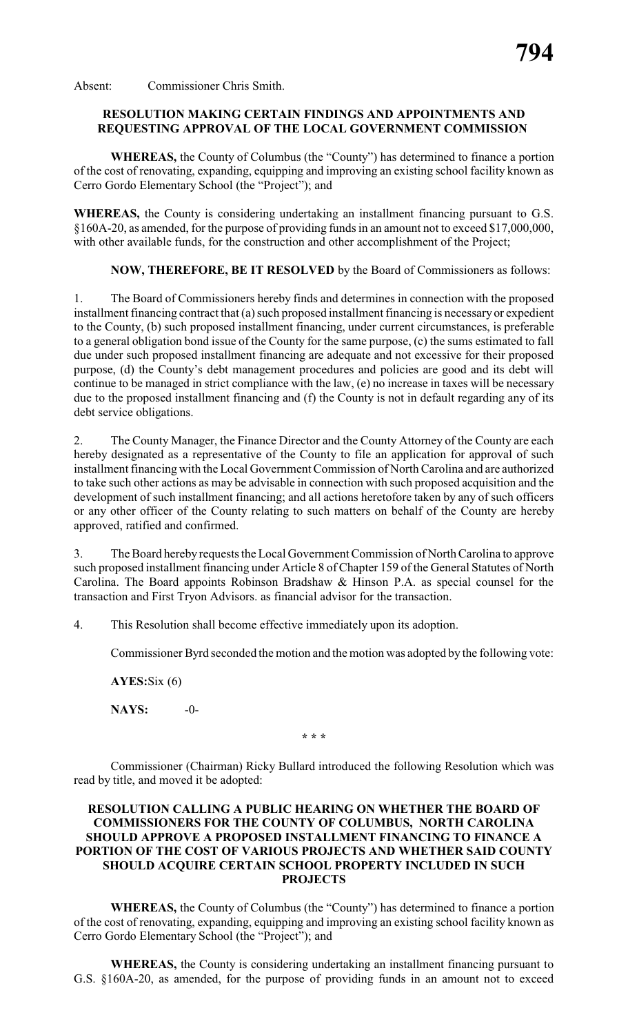Absent: Commissioner Chris Smith.

**RESOLUTION MAKING CERTAIN FINDINGS AND APPOINTMENTS AND REQUESTING APPROVAL OF THE LOCAL GOVERNMENT COMMISSION**

**WHEREAS,** the County of Columbus (the "County") has determined to finance a portion of the cost of renovating, expanding, equipping and improving an existing school facility known as Cerro Gordo Elementary School (the "Project"); and

**WHEREAS,** the County is considering undertaking an installment financing pursuant to G.S. §160A-20, as amended, for the purpose of providing funds in an amount not to exceed $17,000,000, with other available funds, for the construction and other accomplishment of the Project;

**NOW, THEREFORE, BE IT RESOLVED** by the Board of Commissioners as follows:

1. The Board of Commissioners hereby finds and determines in connection with the proposed installment financing contract that (a) such proposed installment financing is necessary or expedient to the County, (b) such proposed installment financing, under current circumstances, is preferable to a general obligation bond issue of the County for the same purpose, (c) the sums estimated to fall due under such proposed installment financing are adequate and not excessive for their proposed purpose, (d) the County's debt management procedures and policies are good and its debt will continue to be managed in strict compliance with the law, (e) no increase in taxes will be necessary due to the proposed installment financing and (f) the County is not in default regarding any of its debt service obligations.

2. The County Manager, the Finance Director and the County Attorney of the County are each hereby designated as a representative of the County to file an application for approval of such installment financing with the Local Government Commission of North Carolina and are authorized to take such other actions as may be advisable in connection with such proposed acquisition and the development of such installment financing; and all actions heretofore taken by any of such officers or any other officer of the County relating to such matters on behalf of the County are hereby approved, ratified and confirmed.

3. The Board hereby requests the Local Government Commission of North Carolina to approve such proposed installment financing under Article 8 of Chapter 159 of the General Statutes of North Carolina. The Board appoints Robinson Bradshaw & Hinson P.A. as special counsel for the transaction and First Tryon Advisors. as financial advisor for the transaction.

4. This Resolution shall become effective immediately upon its adoption.

Commissioner Byrd seconded the motion and the motion was adopted by the following vote:

**AYES:** Six (6)

**NAYS:** -0-

\* \* \*

Commissioner (Chairman) Ricky Bullard introduced the following Resolution which was read by title, and moved it be adopted:

**RESOLUTION CALLING A PUBLIC HEARING ON WHETHER THE BOARD OF COMMISSIONERS FOR THE COUNTY OF COLUMBUS, NORTH CAROLINA SHOULD APPROVE A PROPOSED INSTALLMENT FINANCING TO FINANCE A PORTION OF THE COST OF VARIOUS PROJECTS AND WHETHER SAID COUNTY SHOULD ACQUIRE CERTAIN SCHOOL PROPERTY INCLUDED IN SUCH PROJECTS**

**WHEREAS,** the County of Columbus (the "County") has determined to finance a portion of the cost of renovating, expanding, equipping and improving an existing school facility known as Cerro Gordo Elementary School (the "Project"); and

**WHEREAS,** the County is considering undertaking an installment financing pursuant to G.S. §160A-20, as amended, for the purpose of providing funds in an amount not to exceed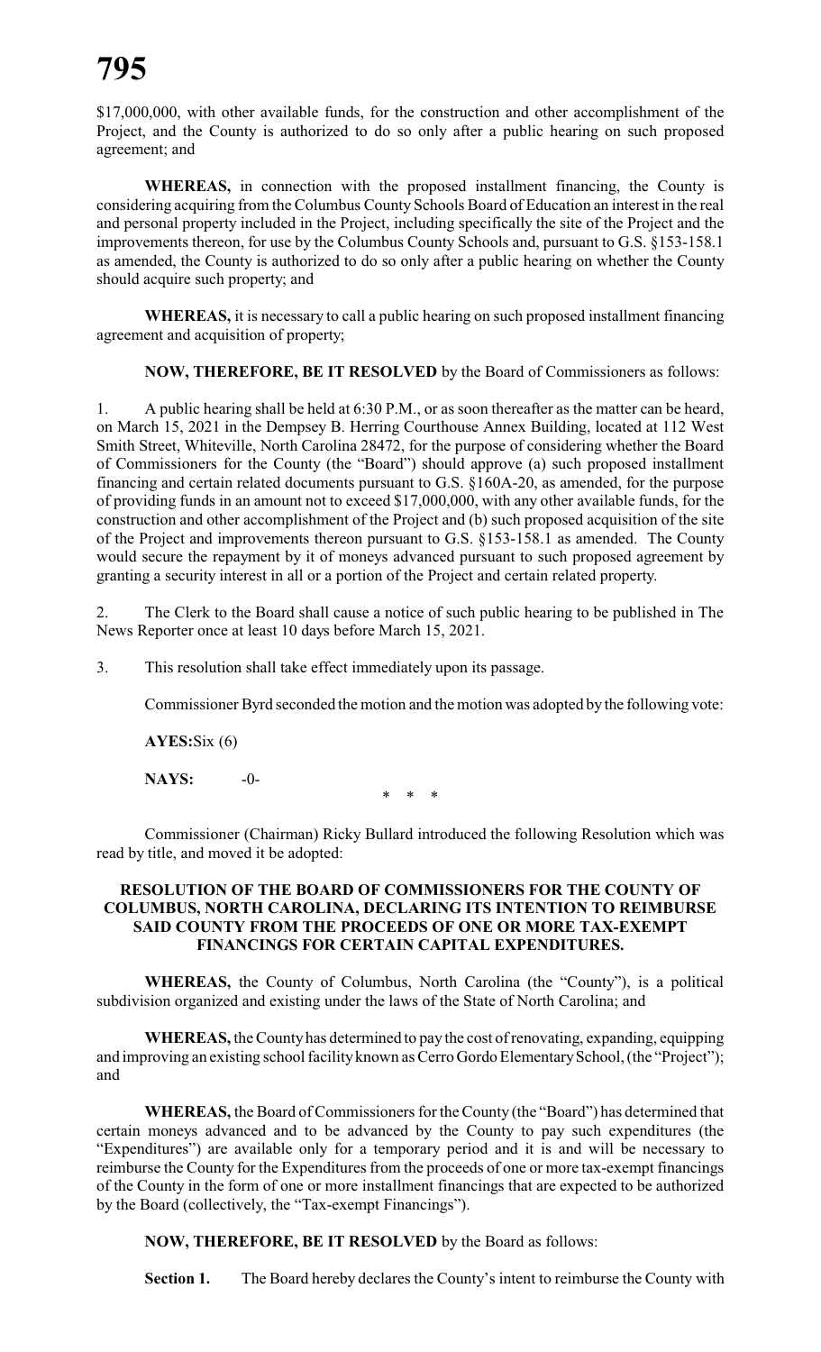$17,000,000, with other available funds, for the construction and other accomplishment of the Project, and the County is authorized to do so only after a public hearing on such proposed agreement; and

**WHEREAS,** in connection with the proposed installment financing, the County is considering acquiring from the Columbus County Schools Board of Education an interest in the real and personal property included in the Project, including specifically the site of the Project and the improvements thereon, for use by the Columbus County Schools and, pursuant to G.S. §153-158.1 as amended, the County is authorized to do so only after a public hearing on whether the County should acquire such property; and

**WHEREAS,** it is necessary to call a public hearing on such proposed installment financing agreement and acquisition of property;

**NOW, THEREFORE, BE IT RESOLVED** by the Board of Commissioners as follows:

1. A public hearing shall be held at 6:30 P.M., or as soon thereafter as the matter can be heard, on March 15, 2021 in the Dempsey B. Herring Courthouse Annex Building, located at 112 West Smith Street, Whiteville, North Carolina 28472, for the purpose of considering whether the Board of Commissioners for the County (the "Board") should approve (a) such proposed installment financing and certain related documents pursuant to G.S. §160A-20, as amended, for the purpose of providing funds in an amount not to exceed $17,000,000, with any other available funds, for the construction and other accomplishment of the Project and (b) such proposed acquisition of the site of the Project and improvements thereon pursuant to G.S. §153-158.1 as amended. The County would secure the repayment by it of moneys advanced pursuant to such proposed agreement by granting a security interest in all or a portion of the Project and certain related property.

2. The Clerk to the Board shall cause a notice of such public hearing to be published in The News Reporter once at least 10 days before March 15, 2021.

3. This resolution shall take effect immediately upon its passage.

Commissioner Byrd seconded the motion and the motion was adopted by the following vote:

**AYES:** Six (6)

**NAYS:** -0-

\* \* \*

Commissioner (Chairman) Ricky Bullard introduced the following Resolution which was read by title, and moved it be adopted:

**RESOLUTION OF THE BOARD OF COMMISSIONERS FOR THE COUNTY OF COLUMBUS, NORTH CAROLINA, DECLARING ITS INTENTION TO REIMBURSE SAID COUNTY FROM THE PROCEEDS OF ONE OR MORE TAX-EXEMPT FINANCINGS FOR CERTAIN CAPITAL EXPENDITURES.**

**WHEREAS,** the County of Columbus, North Carolina (the "County"), is a political subdivision organized and existing under the laws of the State of North Carolina; and

**WHEREAS,** the County has determined to pay the cost of renovating, expanding, equipping and improving an existing school facility known as Cerro Gordo Elementary School, (the "Project"); and

**WHEREAS,** the Board of Commissioners for the County (the "Board") has determined that certain moneys advanced and to be advanced by the County to pay such expenditures (the "Expenditures") are available only for a temporary period and it is and will be necessary to reimburse the County for the Expenditures from the proceeds of one or more tax-exempt financings of the County in the form of one or more installment financings that are expected to be authorized by the Board (collectively, the "Tax-exempt Financings").

**NOW, THEREFORE, BE IT RESOLVED** by the Board as follows:

**Section 1.** The Board hereby declares the County's intent to reimburse the County with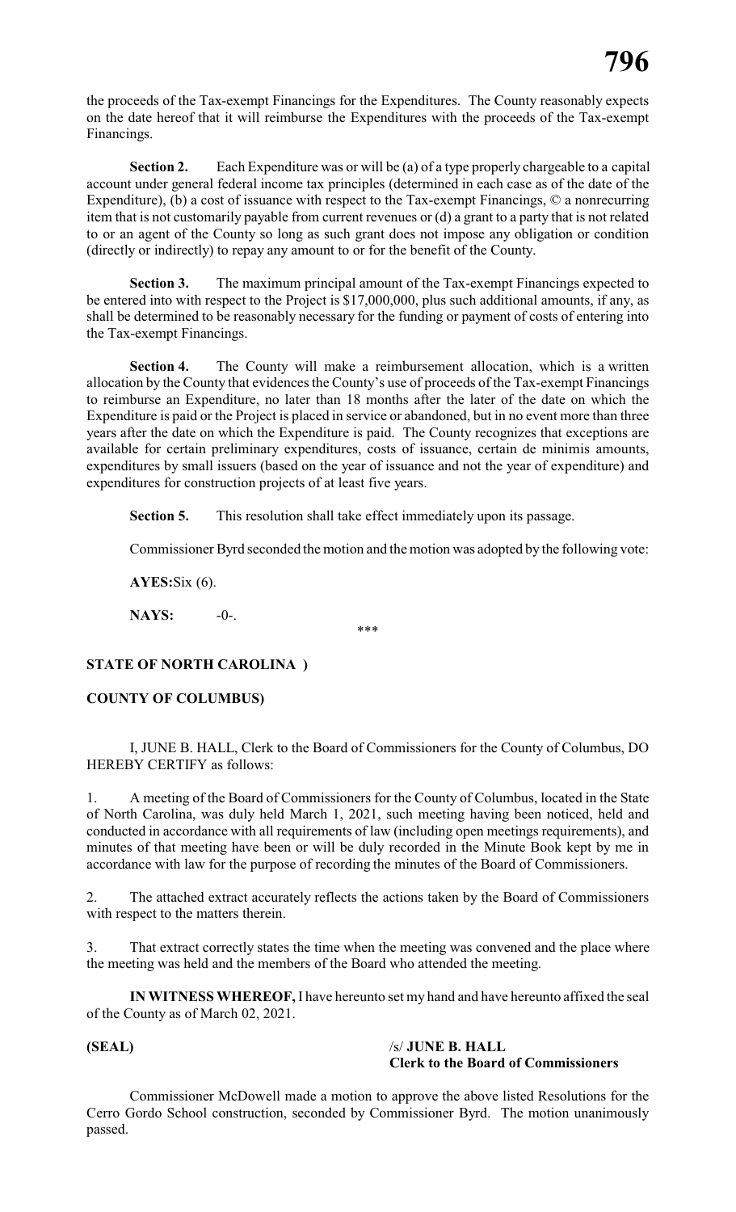the proceeds of the Tax-exempt Financings for the Expenditures. The County reasonably expects on the date hereof that it will reimburse the Expenditures with the proceeds of the Tax-exempt Financings.

**Section 2.** Each Expenditure was or will be (a) of a type properly chargeable to a capital account under general federal income tax principles (determined in each case as of the date of the Expenditure), (b) a cost of issuance with respect to the Tax-exempt Financings, © a nonrecurring item that is not customarily payable from current revenues or (d) a grant to a party that is not related to or an agent of the County so long as such grant does not impose any obligation or condition (directly or indirectly) to repay any amount to or for the benefit of the County.

**Section 3.** The maximum principal amount of the Tax-exempt Financings expected to be entered into with respect to the Project is $17,000,000, plus such additional amounts, if any, as shall be determined to be reasonably necessary for the funding or payment of costs of entering into the Tax-exempt Financings.

**Section 4.** The County will make a reimbursement allocation, which is a written allocation by the County that evidences the County's use of proceeds of the Tax-exempt Financings to reimburse an Expenditure, no later than 18 months after the later of the date on which the Expenditure is paid or the Project is placed in service or abandoned, but in no event more than three years after the date on which the Expenditure is paid. The County recognizes that exceptions are available for certain preliminary expenditures, costs of issuance, certain de minimis amounts, expenditures by small issuers (based on the year of issuance and not the year of expenditure) and expenditures for construction projects of at least five years.

**Section 5.** This resolution shall take effect immediately upon its passage.

Commissioner Byrd seconded the motion and the motion was adopted by the following vote:

**AYES:** Six (6).

**NAYS:** -0-.

***

**STATE OF NORTH CAROLINA )**

**COUNTY OF COLUMBUS)**

I, JUNE B. HALL, Clerk to the Board of Commissioners for the County of Columbus, DO HEREBY CERTIFY as follows:

1. A meeting of the Board of Commissioners for the County of Columbus, located in the State of North Carolina, was duly held March 1, 2021, such meeting having been noticed, held and conducted in accordance with all requirements of law (including open meetings requirements), and minutes of that meeting have been or will be duly recorded in the Minute Book kept by me in accordance with law for the purpose of recording the minutes of the Board of Commissioners.

2. The attached extract accurately reflects the actions taken by the Board of Commissioners with respect to the matters therein.

3. That extract correctly states the time when the meeting was convened and the place where the meeting was held and the members of the Board who attended the meeting.

**IN WITNESS WHEREOF,** I have hereunto set my hand and have hereunto affixed the seal of the County as of March 02, 2021.

**(SEAL)**

/s/ **JUNE B. HALL**
**Clerk to the Board of Commissioners**

Commissioner McDowell made a motion to approve the above listed Resolutions for the Cerro Gordo School construction, seconded by Commissioner Byrd. The motion unanimously passed.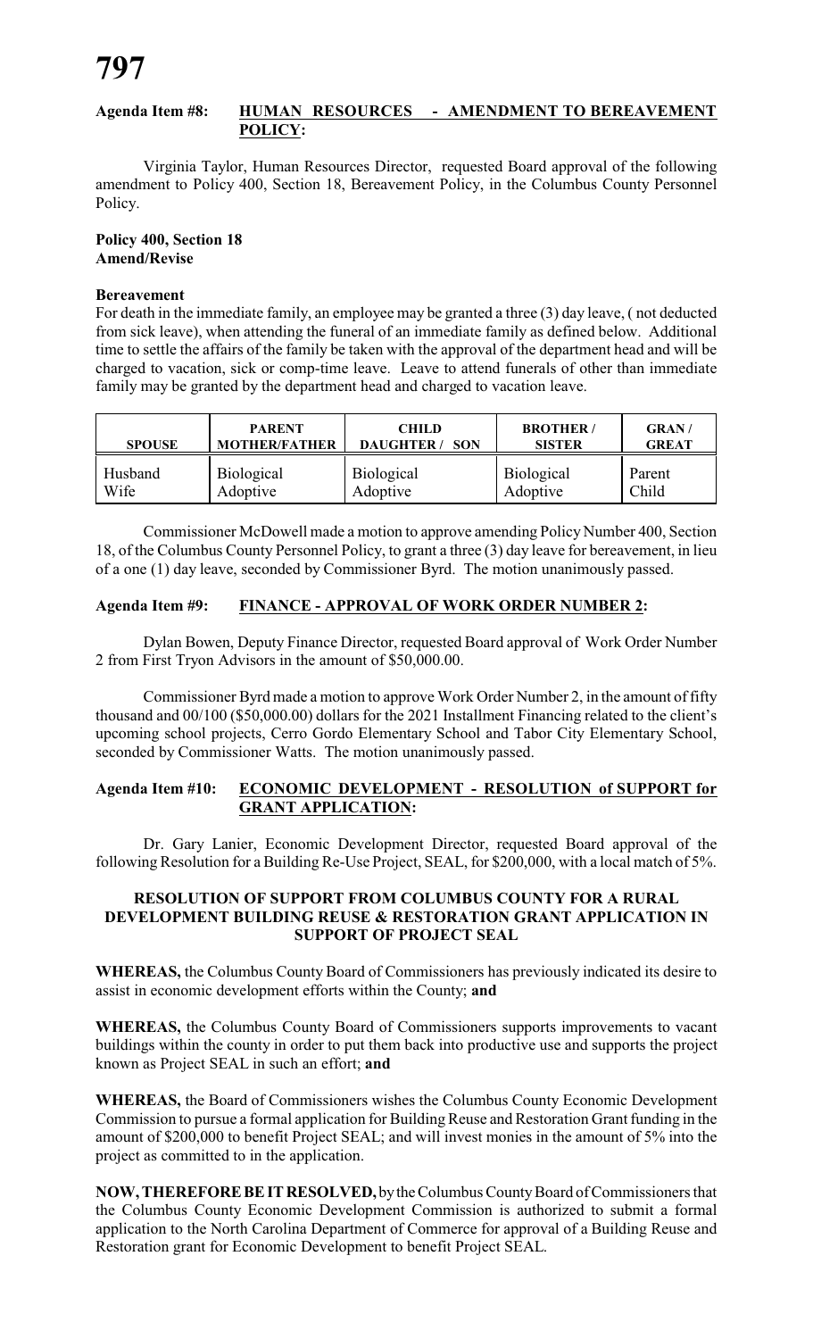**Agenda Item #8: HUMAN RESOURCES - AMENDMENT TO BEREAVEMENT POLICY:**

Virginia Taylor, Human Resources Director, requested Board approval of the following amendment to Policy 400, Section 18, Bereavement Policy, in the Columbus County Personnel Policy.

**Policy 400, Section 18**
**Amend/Revise**

**Bereavement**

For death in the immediate family, an employee may be granted a three (3) day leave, ( not deducted from sick leave), when attending the funeral of an immediate family as defined below. Additional time to settle the affairs of the family be taken with the approval of the department head and will be charged to vacation, sick or comp-time leave. Leave to attend funerals of other than immediate family may be granted by the department head and charged to vacation leave.

| SPOUSE | PARENT MOTHER/FATHER | CHILD DAUGHTER / SON | BROTHER / SISTER | GRAN / GREAT |
|---|---|---|---|---|
| Husband<br>Wife | Biological<br>Adoptive | Biological<br>Adoptive | Biological<br>Adoptive | Parent<br>Child |

Commissioner McDowell made a motion to approve amending Policy Number 400, Section 18, of the Columbus County Personnel Policy, to grant a three (3) day leave for bereavement, in lieu of a one (1) day leave, seconded by Commissioner Byrd. The motion unanimously passed.

**Agenda Item #9: FINANCE - APPROVAL OF WORK ORDER NUMBER 2:**

Dylan Bowen, Deputy Finance Director, requested Board approval of Work Order Number 2 from First Tryon Advisors in the amount of $50,000.00.

Commissioner Byrd made a motion to approve Work Order Number 2, in the amount of fifty thousand and 00/100 ($50,000.00) dollars for the 2021 Installment Financing related to the client's upcoming school projects, Cerro Gordo Elementary School and Tabor City Elementary School, seconded by Commissioner Watts. The motion unanimously passed.

**Agenda Item #10: ECONOMIC DEVELOPMENT - RESOLUTION of SUPPORT for GRANT APPLICATION:**

Dr. Gary Lanier, Economic Development Director, requested Board approval of the following Resolution for a Building Re-Use Project, SEAL, for $200,000, with a local match of 5%.

**RESOLUTION OF SUPPORT FROM COLUMBUS COUNTY FOR A RURAL DEVELOPMENT BUILDING REUSE & RESTORATION GRANT APPLICATION IN SUPPORT OF PROJECT SEAL**

**WHEREAS,** the Columbus County Board of Commissioners has previously indicated its desire to assist in economic development efforts within the County; **and**

**WHEREAS,** the Columbus County Board of Commissioners supports improvements to vacant buildings within the county in order to put them back into productive use and supports the project known as Project SEAL in such an effort; **and**

**WHEREAS,** the Board of Commissioners wishes the Columbus County Economic Development Commission to pursue a formal application for Building Reuse and Restoration Grant funding in the amount of $200,000 to benefit Project SEAL; and will invest monies in the amount of 5% into the project as committed to in the application.

**NOW, THEREFORE BE IT RESOLVED,** by the Columbus County Board of Commissioners that the Columbus County Economic Development Commission is authorized to submit a formal application to the North Carolina Department of Commerce for approval of a Building Reuse and Restoration grant for Economic Development to benefit Project SEAL.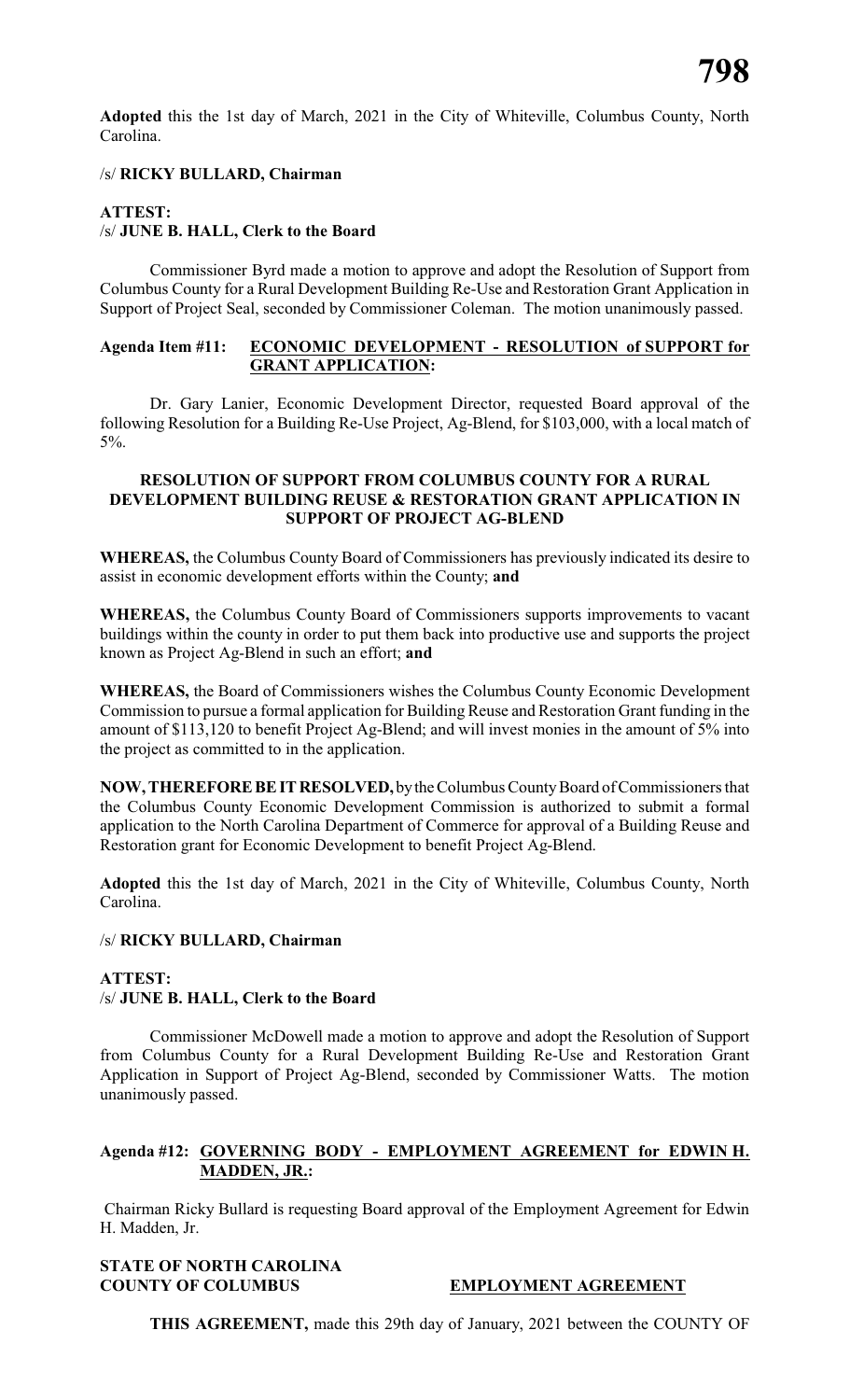**Adopted** this the 1st day of March, 2021 in the City of Whiteville, Columbus County, North Carolina.

/s/ **RICKY BULLARD, Chairman**

**ATTEST:**
/s/ **JUNE B. HALL, Clerk to the Board**

Commissioner Byrd made a motion to approve and adopt the Resolution of Support from Columbus County for a Rural Development Building Re-Use and Restoration Grant Application in Support of Project Seal, seconded by Commissioner Coleman. The motion unanimously passed.

**Agenda Item #11: ECONOMIC DEVELOPMENT - RESOLUTION of SUPPORT for GRANT APPLICATION:**

Dr. Gary Lanier, Economic Development Director, requested Board approval of the following Resolution for a Building Re-Use Project, Ag-Blend, for $103,000, with a local match of 5%.

**RESOLUTION OF SUPPORT FROM COLUMBUS COUNTY FOR A RURAL DEVELOPMENT BUILDING REUSE & RESTORATION GRANT APPLICATION IN SUPPORT OF PROJECT AG-BLEND**

**WHEREAS,** the Columbus County Board of Commissioners has previously indicated its desire to assist in economic development efforts within the County; **and**

**WHEREAS,** the Columbus County Board of Commissioners supports improvements to vacant buildings within the county in order to put them back into productive use and supports the project known as Project Ag-Blend in such an effort; **and**

**WHEREAS,** the Board of Commissioners wishes the Columbus County Economic Development Commission to pursue a formal application for Building Reuse and Restoration Grant funding in the amount of $113,120 to benefit Project Ag-Blend; and will invest monies in the amount of 5% into the project as committed to in the application.

**NOW, THEREFORE BE IT RESOLVED,** by the Columbus County Board of Commissioners that the Columbus County Economic Development Commission is authorized to submit a formal application to the North Carolina Department of Commerce for approval of a Building Reuse and Restoration grant for Economic Development to benefit Project Ag-Blend.

**Adopted** this the 1st day of March, 2021 in the City of Whiteville, Columbus County, North Carolina.

/s/ **RICKY BULLARD, Chairman**

**ATTEST:**
/s/ **JUNE B. HALL, Clerk to the Board**

Commissioner McDowell made a motion to approve and adopt the Resolution of Support from Columbus County for a Rural Development Building Re-Use and Restoration Grant Application in Support of Project Ag-Blend, seconded by Commissioner Watts. The motion unanimously passed.

**Agenda #12: GOVERNING BODY - EMPLOYMENT AGREEMENT for EDWIN H. MADDEN, JR.:**

Chairman Ricky Bullard is requesting Board approval of the Employment Agreement for Edwin H. Madden, Jr.

**STATE OF NORTH CAROLINA**
**COUNTY OF COLUMBUS** **EMPLOYMENT AGREEMENT**

**THIS AGREEMENT,** made this 29th day of January, 2021 between the COUNTY OF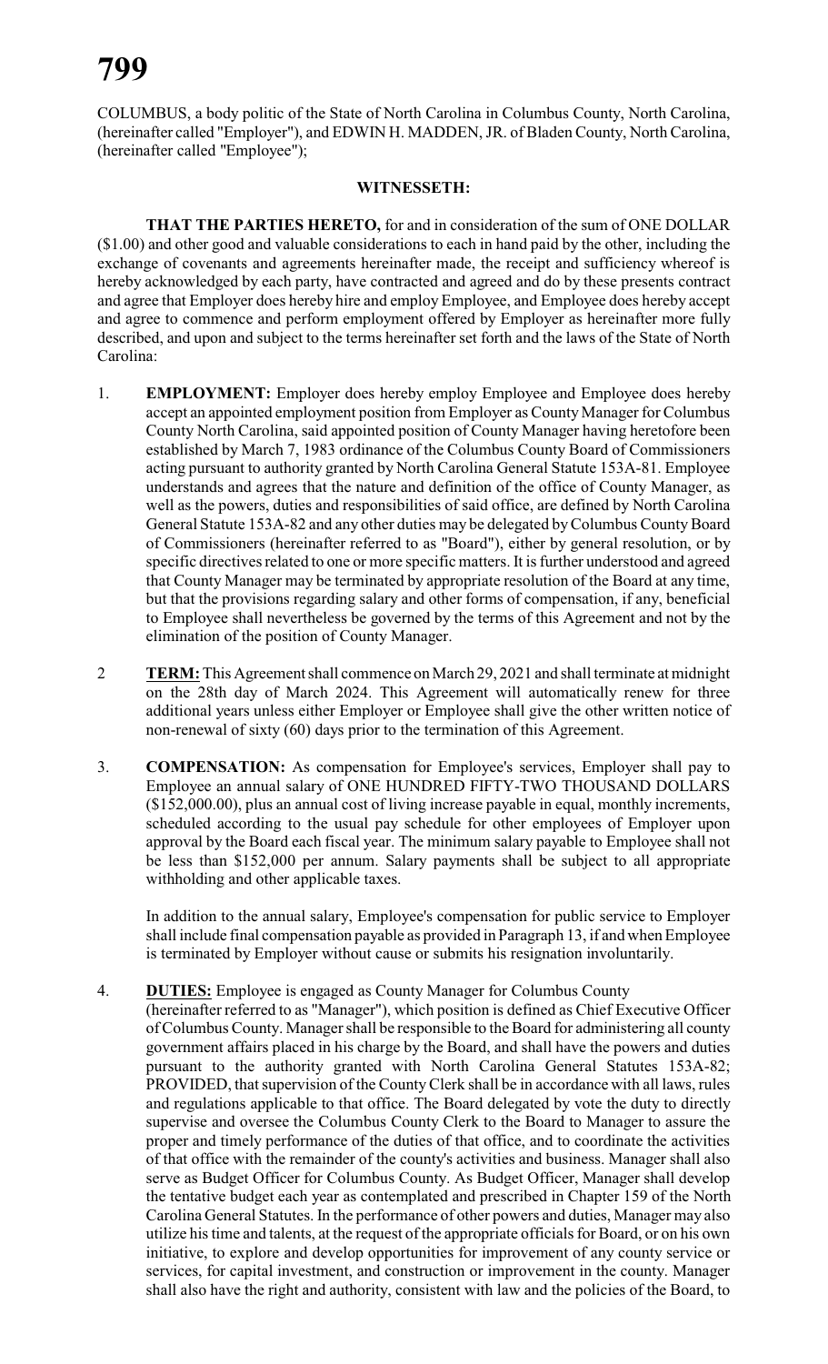COLUMBUS, a body politic of the State of North Carolina in Columbus County, North Carolina, (hereinafter called "Employer"), and EDWIN H. MADDEN, JR. of Bladen County, North Carolina, (hereinafter called "Employee");

**WITNESSETH:**

**THAT THE PARTIES HERETO,** for and in consideration of the sum of ONE DOLLAR ($1.00) and other good and valuable considerations to each in hand paid by the other, including the exchange of covenants and agreements hereinafter made, the receipt and sufficiency whereof is hereby acknowledged by each party, have contracted and agreed and do by these presents contract and agree that Employer does hereby hire and employ Employee, and Employee does hereby accept and agree to commence and perform employment offered by Employer as hereinafter more fully described, and upon and subject to the terms hereinafter set forth and the laws of the State of North Carolina:

1. **EMPLOYMENT:** Employer does hereby employ Employee and Employee does hereby accept an appointed employment position from Employer as County Manager for Columbus County North Carolina, said appointed position of County Manager having heretofore been established by March 7, 1983 ordinance of the Columbus County Board of Commissioners acting pursuant to authority granted by North Carolina General Statute 153A-81. Employee understands and agrees that the nature and definition of the office of County Manager, as well as the powers, duties and responsibilities of said office, are defined by North Carolina General Statute 153A-82 and any other duties may be delegated by Columbus County Board of Commissioners (hereinafter referred to as "Board"), either by general resolution, or by specific directives related to one or more specific matters. It is further understood and agreed that County Manager may be terminated by appropriate resolution of the Board at any time, but that the provisions regarding salary and other forms of compensation, if any, beneficial to Employee shall nevertheless be governed by the terms of this Agreement and not by the elimination of the position of County Manager.

2 **TERM:** This Agreement shall commence on March 29, 2021 and shall terminate at midnight on the 28th day of March 2024. This Agreement will automatically renew for three additional years unless either Employer or Employee shall give the other written notice of non-renewal of sixty (60) days prior to the termination of this Agreement.

3. **COMPENSATION:** As compensation for Employee's services, Employer shall pay to Employee an annual salary of ONE HUNDRED FIFTY-TWO THOUSAND DOLLARS ($152,000.00), plus an annual cost of living increase payable in equal, monthly increments, scheduled according to the usual pay schedule for other employees of Employer upon approval by the Board each fiscal year. The minimum salary payable to Employee shall not be less than $152,000 per annum. Salary payments shall be subject to all appropriate withholding and other applicable taxes.

   In addition to the annual salary, Employee's compensation for public service to Employer shall include final compensation payable as provided in Paragraph 13, if and when Employee is terminated by Employer without cause or submits his resignation involuntarily.

4. **DUTIES:** Employee is engaged as County Manager for Columbus County (hereinafter referred to as "Manager"), which position is defined as Chief Executive Officer of Columbus County. Manager shall be responsible to the Board for administering all county government affairs placed in his charge by the Board, and shall have the powers and duties pursuant to the authority granted with North Carolina General Statutes 153A-82; PROVIDED, that supervision of the County Clerk shall be in accordance with all laws, rules and regulations applicable to that office. The Board delegated by vote the duty to directly supervise and oversee the Columbus County Clerk to the Board to Manager to assure the proper and timely performance of the duties of that office, and to coordinate the activities of that office with the remainder of the county's activities and business. Manager shall also serve as Budget Officer for Columbus County. As Budget Officer, Manager shall develop the tentative budget each year as contemplated and prescribed in Chapter 159 of the North Carolina General Statutes. In the performance of other powers and duties, Manager may also utilize his time and talents, at the request of the appropriate officials for Board, or on his own initiative, to explore and develop opportunities for improvement of any county service or services, for capital investment, and construction or improvement in the county. Manager shall also have the right and authority, consistent with law and the policies of the Board, to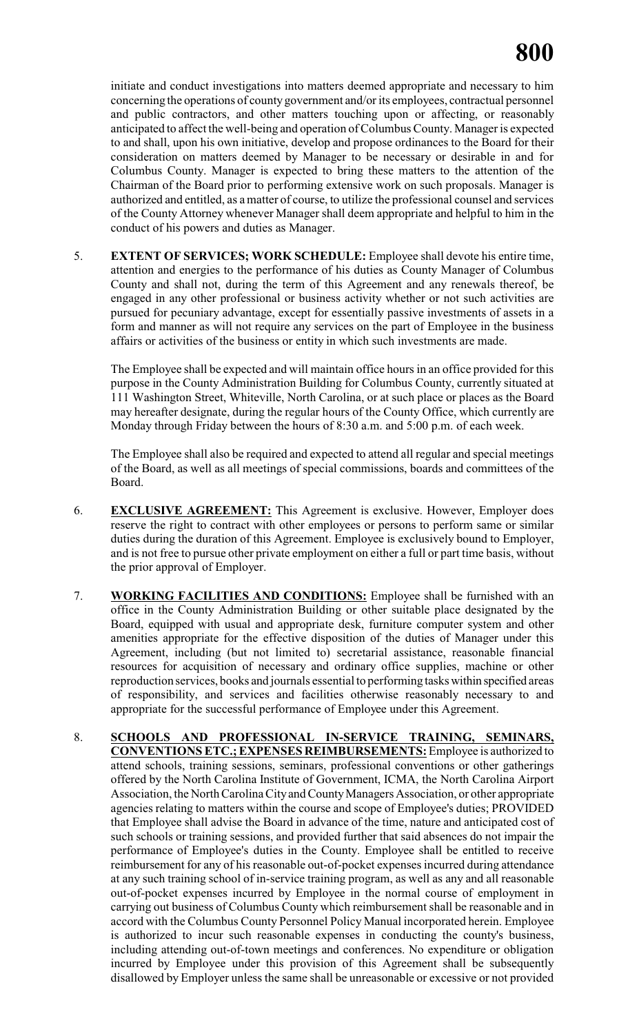initiate and conduct investigations into matters deemed appropriate and necessary to him concerning the operations of county government and/or its employees, contractual personnel and public contractors, and other matters touching upon or affecting, or reasonably anticipated to affect the well-being and operation of Columbus County. Manager is expected to and shall, upon his own initiative, develop and propose ordinances to the Board for their consideration on matters deemed by Manager to be necessary or desirable in and for Columbus County. Manager is expected to bring these matters to the attention of the Chairman of the Board prior to performing extensive work on such proposals. Manager is authorized and entitled, as a matter of course, to utilize the professional counsel and services of the County Attorney whenever Manager shall deem appropriate and helpful to him in the conduct of his powers and duties as Manager.

5. **EXTENT OF SERVICES; WORK SCHEDULE:** Employee shall devote his entire time, attention and energies to the performance of his duties as County Manager of Columbus County and shall not, during the term of this Agreement and any renewals thereof, be engaged in any other professional or business activity whether or not such activities are pursued for pecuniary advantage, except for essentially passive investments of assets in a form and manner as will not require any services on the part of Employee in the business affairs or activities of the business or entity in which such investments are made.

   The Employee shall be expected and will maintain office hours in an office provided for this purpose in the County Administration Building for Columbus County, currently situated at 111 Washington Street, Whiteville, North Carolina, or at such place or places as the Board may hereafter designate, during the regular hours of the County Office, which currently are Monday through Friday between the hours of 8:30 a.m. and 5:00 p.m. of each week.

   The Employee shall also be required and expected to attend all regular and special meetings of the Board, as well as all meetings of special commissions, boards and committees of the Board.

6. **EXCLUSIVE AGREEMENT:** This Agreement is exclusive. However, Employer does reserve the right to contract with other employees or persons to perform same or similar duties during the duration of this Agreement. Employee is exclusively bound to Employer, and is not free to pursue other private employment on either a full or part time basis, without the prior approval of Employer.

7. **WORKING FACILITIES AND CONDITIONS:** Employee shall be furnished with an office in the County Administration Building or other suitable place designated by the Board, equipped with usual and appropriate desk, furniture computer system and other amenities appropriate for the effective disposition of the duties of Manager under this Agreement, including (but not limited to) secretarial assistance, reasonable financial resources for acquisition of necessary and ordinary office supplies, machine or other reproduction services, books and journals essential to performing tasks within specified areas of responsibility, and services and facilities otherwise reasonably necessary to and appropriate for the successful performance of Employee under this Agreement.

8. **SCHOOLS AND PROFESSIONAL IN-SERVICE TRAINING, SEMINARS, CONVENTIONS ETC.; EXPENSES REIMBURSEMENTS:** Employee is authorized to attend schools, training sessions, seminars, professional conventions or other gatherings offered by the North Carolina Institute of Government, ICMA, the North Carolina Airport Association, the North Carolina City and County Managers Association, or other appropriate agencies relating to matters within the course and scope of Employee's duties; PROVIDED that Employee shall advise the Board in advance of the time, nature and anticipated cost of such schools or training sessions, and provided further that said absences do not impair the performance of Employee's duties in the County. Employee shall be entitled to receive reimbursement for any of his reasonable out-of-pocket expenses incurred during attendance at any such training school of in-service training program, as well as any and all reasonable out-of-pocket expenses incurred by Employee in the normal course of employment in carrying out business of Columbus County which reimbursement shall be reasonable and in accord with the Columbus County Personnel Policy Manual incorporated herein. Employee is authorized to incur such reasonable expenses in conducting the county's business, including attending out-of-town meetings and conferences. No expenditure or obligation incurred by Employee under this provision of this Agreement shall be subsequently disallowed by Employer unless the same shall be unreasonable or excessive or not provided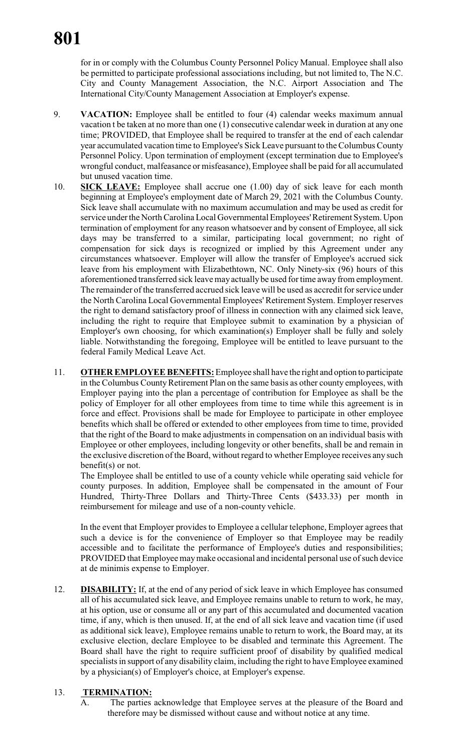for in or comply with the Columbus County Personnel Policy Manual. Employee shall also be permitted to participate professional associations including, but not limited to, The N.C. City and County Management Association, the N.C. Airport Association and The International City/County Management Association at Employer's expense.

9. **VACATION:** Employee shall be entitled to four (4) calendar weeks maximum annual vacation t be taken at no more than one (1) consecutive calendar week in duration at any one time; PROVIDED, that Employee shall be required to transfer at the end of each calendar year accumulated vacation time to Employee's Sick Leave pursuant to the Columbus County Personnel Policy. Upon termination of employment (except termination due to Employee's wrongful conduct, malfeasance or misfeasance), Employee shall be paid for all accumulated but unused vacation time.

10. **SICK LEAVE:** Employee shall accrue one (1.00) day of sick leave for each month beginning at Employee's employment date of March 29, 2021 with the Columbus County. Sick leave shall accumulate with no maximum accumulation and may be used as credit for service under the North Carolina Local Governmental Employees' Retirement System. Upon termination of employment for any reason whatsoever and by consent of Employee, all sick days may be transferred to a similar, participating local government; no right of compensation for sick days is recognized or implied by this Agreement under any circumstances whatsoever. Employer will allow the transfer of Employee's accrued sick leave from his employment with Elizabethtown, NC. Only Ninety-six (96) hours of this aforementioned transferred sick leave may actually be used for time away from employment. The remainder of the transferred accrued sick leave will be used as accredit for service under the North Carolina Local Governmental Employees' Retirement System. Employer reserves the right to demand satisfactory proof of illness in connection with any claimed sick leave, including the right to require that Employee submit to examination by a physician of Employer's own choosing, for which examination(s) Employer shall be fully and solely liable. Notwithstanding the foregoing, Employee will be entitled to leave pursuant to the federal Family Medical Leave Act.

11. **OTHER EMPLOYEE BENEFITS:** Employee shall have the right and option to participate in the Columbus County Retirement Plan on the same basis as other county employees, with Employer paying into the plan a percentage of contribution for Employee as shall be the policy of Employer for all other employees from time to time while this agreement is in force and effect. Provisions shall be made for Employee to participate in other employee benefits which shall be offered or extended to other employees from time to time, provided that the right of the Board to make adjustments in compensation on an individual basis with Employee or other employees, including longevity or other benefits, shall be and remain in the exclusive discretion of the Board, without regard to whether Employee receives any such benefit(s) or not.

    The Employee shall be entitled to use of a county vehicle while operating said vehicle for county purposes. In addition, Employee shall be compensated in the amount of Four Hundred, Thirty-Three Dollars and Thirty-Three Cents ($433.33) per month in reimbursement for mileage and use of a non-county vehicle.

    In the event that Employer provides to Employee a cellular telephone, Employer agrees that such a device is for the convenience of Employer so that Employee may be readily accessible and to facilitate the performance of Employee's duties and responsibilities; PROVIDED that Employee may make occasional and incidental personal use of such device at de minimis expense to Employer.

12. **DISABILITY:** If, at the end of any period of sick leave in which Employee has consumed all of his accumulated sick leave, and Employee remains unable to return to work, he may, at his option, use or consume all or any part of this accumulated and documented vacation time, if any, which is then unused. If, at the end of all sick leave and vacation time (if used as additional sick leave), Employee remains unable to return to work, the Board may, at its exclusive election, declare Employee to be disabled and terminate this Agreement. The Board shall have the right to require sufficient proof of disability by qualified medical specialists in support of any disability claim, including the right to have Employee examined by a physician(s) of Employer's choice, at Employer's expense.

13. **TERMINATION:**

    A. The parties acknowledge that Employee serves at the pleasure of the Board and therefore may be dismissed without cause and without notice at any time.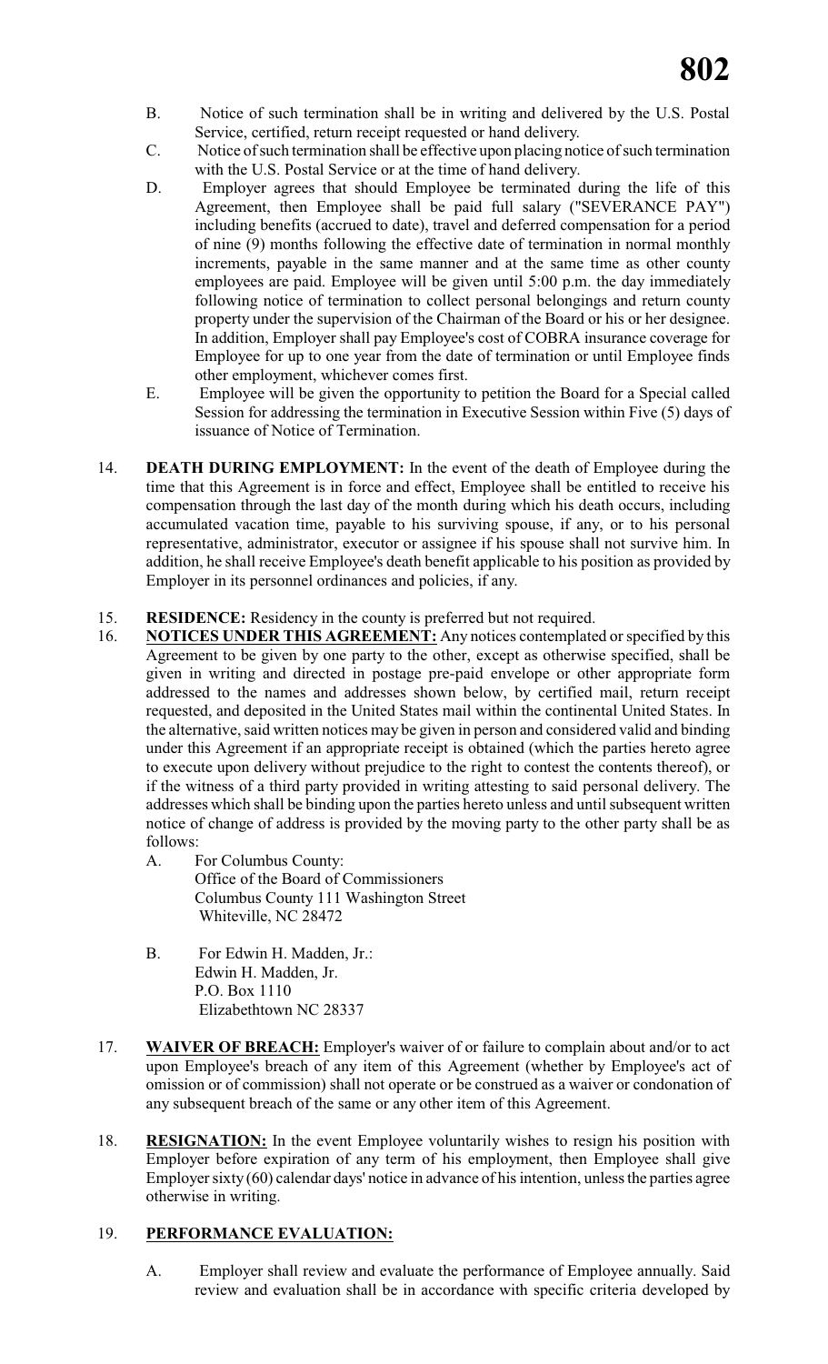B. Notice of such termination shall be in writing and delivered by the U.S. Postal Service, certified, return receipt requested or hand delivery.

C. Notice of such termination shall be effective upon placing notice of such termination with the U.S. Postal Service or at the time of hand delivery.

D. Employer agrees that should Employee be terminated during the life of this Agreement, then Employee shall be paid full salary ("SEVERANCE PAY") including benefits (accrued to date), travel and deferred compensation for a period of nine (9) months following the effective date of termination in normal monthly increments, payable in the same manner and at the same time as other county employees are paid. Employee will be given until 5:00 p.m. the day immediately following notice of termination to collect personal belongings and return county property under the supervision of the Chairman of the Board or his or her designee. In addition, Employer shall pay Employee's cost of COBRA insurance coverage for Employee for up to one year from the date of termination or until Employee finds other employment, whichever comes first.

E. Employee will be given the opportunity to petition the Board for a Special called Session for addressing the termination in Executive Session within Five (5) days of issuance of Notice of Termination.

14. **DEATH DURING EMPLOYMENT:** In the event of the death of Employee during the time that this Agreement is in force and effect, Employee shall be entitled to receive his compensation through the last day of the month during which his death occurs, including accumulated vacation time, payable to his surviving spouse, if any, or to his personal representative, administrator, executor or assignee if his spouse shall not survive him. In addition, he shall receive Employee's death benefit applicable to his position as provided by Employer in its personnel ordinances and policies, if any.

15. **RESIDENCE:** Residency in the county is preferred but not required.

16. **NOTICES UNDER THIS AGREEMENT:** Any notices contemplated or specified by this Agreement to be given by one party to the other, except as otherwise specified, shall be given in writing and directed in postage pre-paid envelope or other appropriate form addressed to the names and addresses shown below, by certified mail, return receipt requested, and deposited in the United States mail within the continental United States. In the alternative, said written notices may be given in person and considered valid and binding under this Agreement if an appropriate receipt is obtained (which the parties hereto agree to execute upon delivery without prejudice to the right to contest the contents thereof), or if the witness of a third party provided in writing attesting to said personal delivery. The addresses which shall be binding upon the parties hereto unless and until subsequent written notice of change of address is provided by the moving party to the other party shall be as follows:

A. For Columbus County:
Office of the Board of Commissioners
Columbus County 111 Washington Street
Whiteville, NC 28472

B. For Edwin H. Madden, Jr.:
Edwin H. Madden, Jr.
P.O. Box 1110
Elizabethtown NC 28337

17. **WAIVER OF BREACH:** Employer's waiver of or failure to complain about and/or to act upon Employee's breach of any item of this Agreement (whether by Employee's act of omission or of commission) shall not operate or be construed as a waiver or condonation of any subsequent breach of the same or any other item of this Agreement.

18. **RESIGNATION:** In the event Employee voluntarily wishes to resign his position with Employer before expiration of any term of his employment, then Employee shall give Employer sixty (60) calendar days' notice in advance of his intention, unless the parties agree otherwise in writing.

19. **PERFORMANCE EVALUATION:**

A. Employer shall review and evaluate the performance of Employee annually. Said review and evaluation shall be in accordance with specific criteria developed by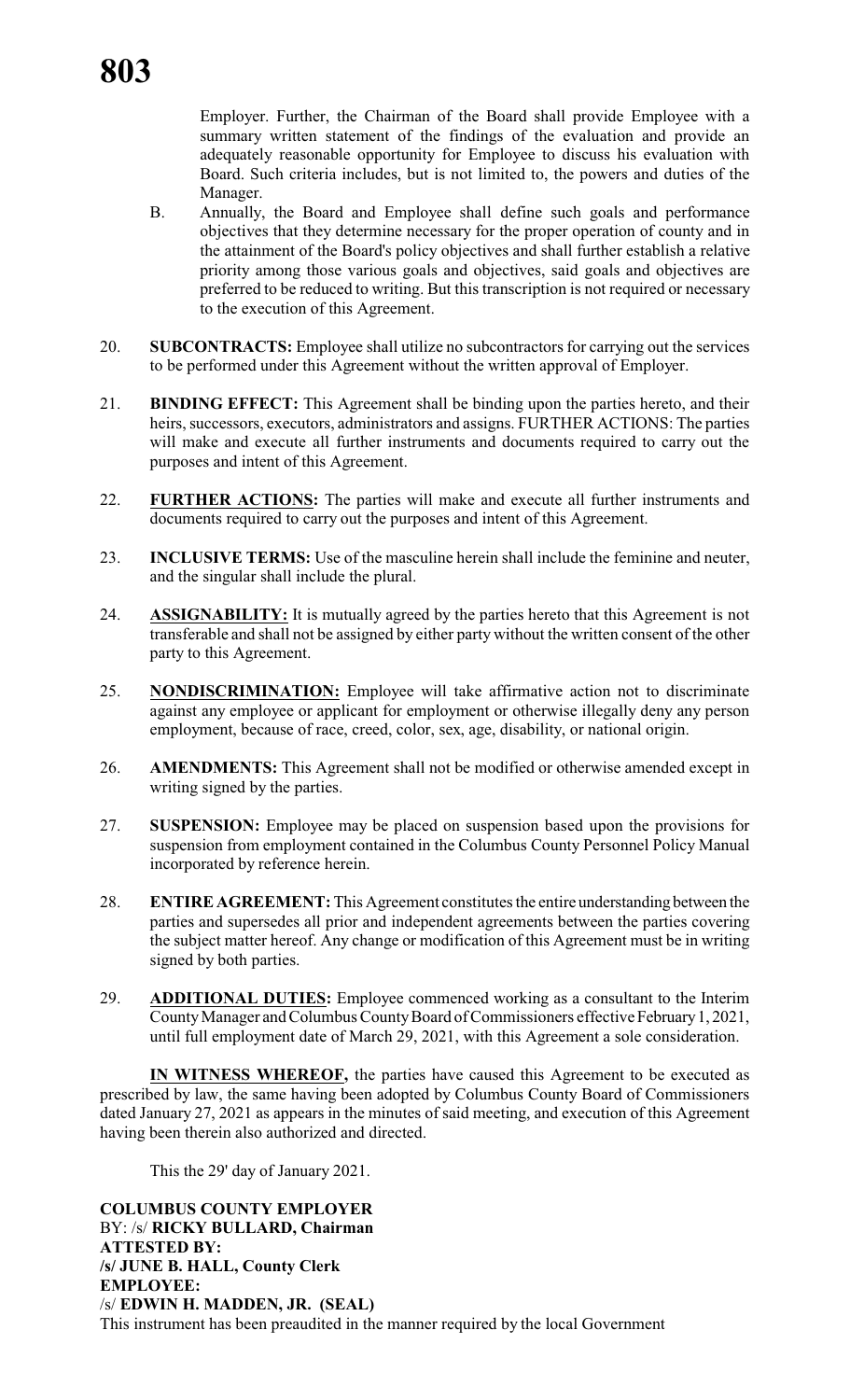Employer. Further, the Chairman of the Board shall provide Employee with a summary written statement of the findings of the evaluation and provide an adequately reasonable opportunity for Employee to discuss his evaluation with Board. Such criteria includes, but is not limited to, the powers and duties of the Manager.

B. Annually, the Board and Employee shall define such goals and performance objectives that they determine necessary for the proper operation of county and in the attainment of the Board's policy objectives and shall further establish a relative priority among those various goals and objectives, said goals and objectives are preferred to be reduced to writing. But this transcription is not required or necessary to the execution of this Agreement.

20. **SUBCONTRACTS:** Employee shall utilize no subcontractors for carrying out the services to be performed under this Agreement without the written approval of Employer.

21. **BINDING EFFECT:** This Agreement shall be binding upon the parties hereto, and their heirs, successors, executors, administrators and assigns. FURTHER ACTIONS: The parties will make and execute all further instruments and documents required to carry out the purposes and intent of this Agreement.

22. **FURTHER ACTIONS:** The parties will make and execute all further instruments and documents required to carry out the purposes and intent of this Agreement.

23. **INCLUSIVE TERMS:** Use of the masculine herein shall include the feminine and neuter, and the singular shall include the plural.

24. **ASSIGNABILITY:** It is mutually agreed by the parties hereto that this Agreement is not transferable and shall not be assigned by either party without the written consent of the other party to this Agreement.

25. **NONDISCRIMINATION:** Employee will take affirmative action not to discriminate against any employee or applicant for employment or otherwise illegally deny any person employment, because of race, creed, color, sex, age, disability, or national origin.

26. **AMENDMENTS:** This Agreement shall not be modified or otherwise amended except in writing signed by the parties.

27. **SUSPENSION:** Employee may be placed on suspension based upon the provisions for suspension from employment contained in the Columbus County Personnel Policy Manual incorporated by reference herein.

28. **ENTIRE AGREEMENT:** This Agreement constitutes the entire understanding between the parties and supersedes all prior and independent agreements between the parties covering the subject matter hereof. Any change or modification of this Agreement must be in writing signed by both parties.

29. **ADDITIONAL DUTIES:** Employee commenced working as a consultant to the Interim County Manager and Columbus County Board of Commissioners effective February 1, 2021, until full employment date of March 29, 2021, with this Agreement a sole consideration.

**IN WITNESS WHEREOF,** the parties have caused this Agreement to be executed as prescribed by law, the same having been adopted by Columbus County Board of Commissioners dated January 27, 2021 as appears in the minutes of said meeting, and execution of this Agreement having been therein also authorized and directed.

This the 29' day of January 2021.

**COLUMBUS COUNTY EMPLOYER**
BY: /s/ **RICKY BULLARD, Chairman**
**ATTESTED BY:**
**/s/ JUNE B. HALL, County Clerk**
**EMPLOYEE:**
/s/ **EDWIN H. MADDEN, JR. (SEAL)**
This instrument has been preaudited in the manner required by the local Government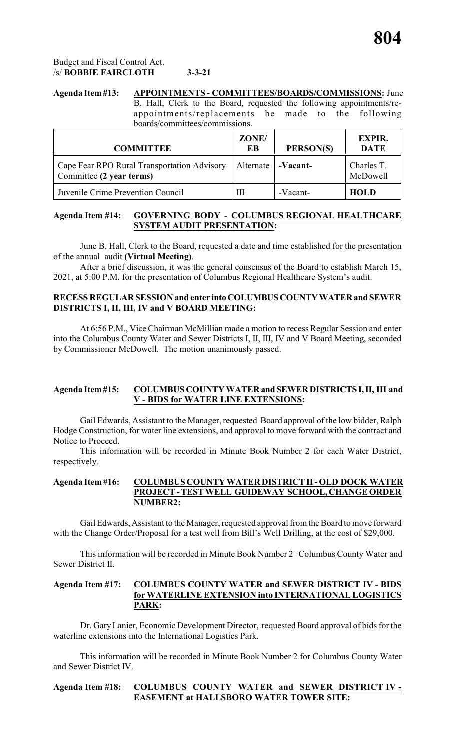Budget and Fiscal Control Act.
/s/ **BOBBIE FAIRCLOTH 3-3-21**

**Agenda Item #13: APPOINTMENTS - COMMITTEES/BOARDS/COMMISSIONS:** June B. Hall, Clerk to the Board, requested the following appointments/re-appointments/replacements be made to the following boards/committees/commissions.

| COMMITTEE | ZONE/ EB | PERSON(S) | EXPIR. DATE |
|---|---|---|---|
| Cape Fear RPO Rural Transportation Advisory Committee **(2 year terms)** | Alternate | **-Vacant-** | Charles T. McDowell |
| Juvenile Crime Prevention Council | III | -Vacant- | **HOLD** |

**Agenda Item #14: GOVERNING BODY - COLUMBUS REGIONAL HEALTHCARE SYSTEM AUDIT PRESENTATION:**

June B. Hall, Clerk to the Board, requested a date and time established for the presentation of the annual audit **(Virtual Meeting)**.

After a brief discussion, it was the general consensus of the Board to establish March 15, 2021, at 5:00 P.M. for the presentation of Columbus Regional Healthcare System's audit.

**RECESS REGULAR SESSION and enter into COLUMBUS COUNTY WATER and SEWER DISTRICTS I, II, III, IV and V BOARD MEETING:**

At 6:56 P.M., Vice Chairman McMillian made a motion to recess Regular Session and enter into the Columbus County Water and Sewer Districts I, II, III, IV and V Board Meeting, seconded by Commissioner McDowell. The motion unanimously passed.

**Agenda Item #15: COLUMBUS COUNTY WATER and SEWER DISTRICTS I, II, III and V - BIDS for WATER LINE EXTENSIONS:**

Gail Edwards, Assistant to the Manager, requested Board approval of the low bidder, Ralph Hodge Construction, for water line extensions, and approval to move forward with the contract and Notice to Proceed.

This information will be recorded in Minute Book Number 2 for each Water District, respectively.

**Agenda Item #16: COLUMBUS COUNTY WATER DISTRICT II - OLD DOCK WATER PROJECT - TEST WELL GUIDEWAY SCHOOL, CHANGE ORDER NUMBER2:**

Gail Edwards, Assistant to the Manager, requested approval from the Board to move forward with the Change Order/Proposal for a test well from Bill's Well Drilling, at the cost of $29,000.

This information will be recorded in Minute Book Number 2 Columbus County Water and Sewer District II.

**Agenda Item #17: COLUMBUS COUNTY WATER and SEWER DISTRICT IV - BIDS for WATERLINE EXTENSION into INTERNATIONAL LOGISTICS PARK:**

Dr. Gary Lanier, Economic Development Director, requested Board approval of bids for the waterline extensions into the International Logistics Park.

This information will be recorded in Minute Book Number 2 for Columbus County Water and Sewer District IV.

**Agenda Item #18: COLUMBUS COUNTY WATER and SEWER DISTRICT IV - EASEMENT at HALLSBORO WATER TOWER SITE:**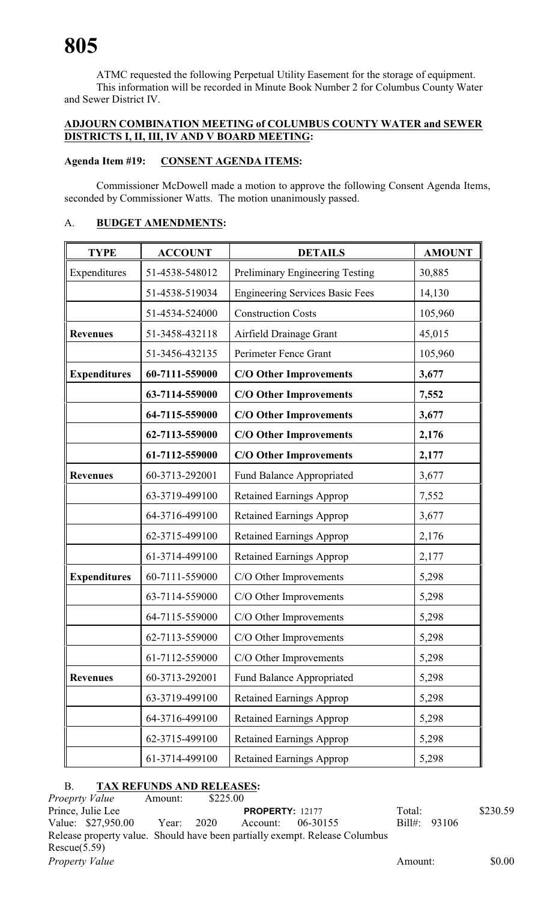ATMC requested the following Perpetual Utility Easement for the storage of equipment. This information will be recorded in Minute Book Number 2 for Columbus County Water and Sewer District IV.

**ADJOURN COMBINATION MEETING of COLUMBUS COUNTY WATER and SEWER DISTRICTS I, II, III, IV AND V BOARD MEETING:**

**Agenda Item #19: CONSENT AGENDA ITEMS:**

Commissioner McDowell made a motion to approve the following Consent Agenda Items, seconded by Commissioner Watts. The motion unanimously passed.

A. **BUDGET AMENDMENTS:**

| TYPE | ACCOUNT | DETAILS | AMOUNT |
|---|---|---|---|
| Expenditures | 51-4538-548012 | Preliminary Engineering Testing | 30,885 |
| | 51-4538-519034 | Engineering Services Basic Fees | 14,130 |
| | 51-4534-524000 | Construction Costs | 105,960 |
| **Revenues** | 51-3458-432118 | Airfield Drainage Grant | 45,015 |
| | 51-3456-432135 | Perimeter Fence Grant | 105,960 |
| **Expenditures** | **60-7111-559000** | **C/O Other Improvements** | **3,677** |
| | **63-7114-559000** | **C/O Other Improvements** | **7,552** |
| | **64-7115-559000** | **C/O Other Improvements** | **3,677** |
| | **62-7113-559000** | **C/O Other Improvements** | **2,176** |
| | **61-7112-559000** | **C/O Other Improvements** | **2,177** |
| **Revenues** | 60-3713-292001 | Fund Balance Appropriated | 3,677 |
| | 63-3719-499100 | Retained Earnings Approp | 7,552 |
| | 64-3716-499100 | Retained Earnings Approp | 3,677 |
| | 62-3715-499100 | Retained Earnings Approp | 2,176 |
| | 61-3714-499100 | Retained Earnings Approp | 2,177 |
| **Expenditures** | 60-7111-559000 | C/O Other Improvements | 5,298 |
| | 63-7114-559000 | C/O Other Improvements | 5,298 |
| | 64-7115-559000 | C/O Other Improvements | 5,298 |
| | 62-7113-559000 | C/O Other Improvements | 5,298 |
| | 61-7112-559000 | C/O Other Improvements | 5,298 |
| **Revenues** | 60-3713-292001 | Fund Balance Appropriated | 5,298 |
| | 63-3719-499100 | Retained Earnings Approp | 5,298 |
| | 64-3716-499100 | Retained Earnings Approp | 5,298 |
| | 62-3715-499100 | Retained Earnings Approp | 5,298 |
| | 61-3714-499100 | Retained Earnings Approp | 5,298 |

B. **TAX REFUNDS AND RELEASES:**

*Proeprty Value* Amount: $225.00
Prince, Julie Lee **PROPERTY:** 12177 Total: $230.59
Value: $27,950.00 Year: 2020 Account: 06-30155 Bill#: 93106
Release property value. Should have been partially exempt. Release Columbus Rescue(5.59)

*Property Value* Amount: $0.00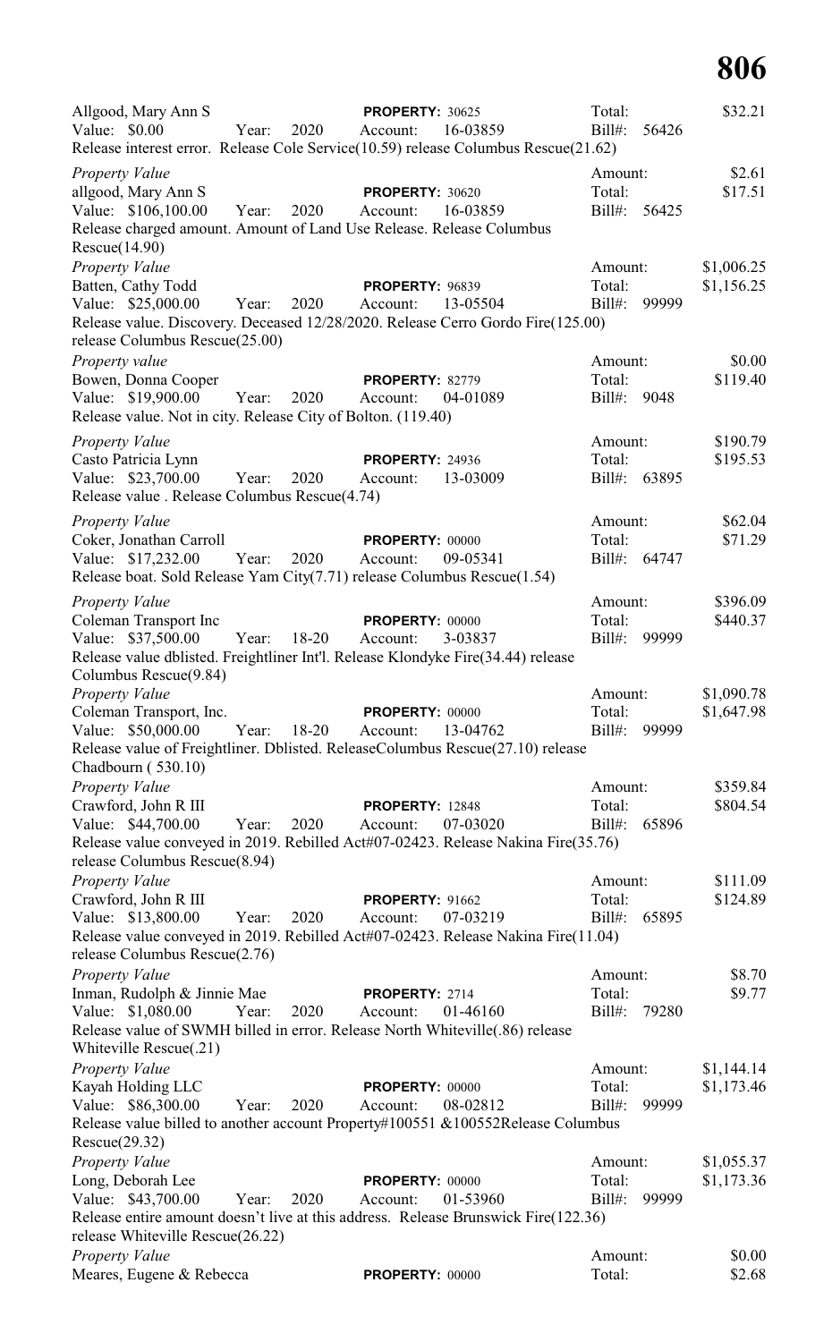Allgood, Mary Ann S
Value: $0.00 Year: 2020 **PROPERTY:** 30625 Account: 16-03859 Total: $32.21 Bill#: 56426
Release interest error. Release Cole Service(10.59) release Columbus Rescue(21.62)

*Property Value* Amount: $2.61
allgood, Mary Ann S **PROPERTY:** 30620 Total: $17.51
Value: $106,100.00 Year: 2020 Account: 16-03859 Bill#: 56425
Release charged amount. Amount of Land Use Release. Release Columbus Rescue(14.90)

*Property Value* Amount: $1,006.25
Batten, Cathy Todd **PROPERTY:** 96839 Total: $1,156.25
Value: $25,000.00 Year: 2020 Account: 13-05504 Bill#: 99999
Release value. Discovery. Deceased 12/28/2020. Release Cerro Gordo Fire(125.00) release Columbus Rescue(25.00)

*Property value* Amount: $0.00
Bowen, Donna Cooper **PROPERTY:** 82779 Total: $119.40
Value: $19,900.00 Year: 2020 Account: 04-01089 Bill#: 9048
Release value. Not in city. Release City of Bolton. (119.40)

*Property Value* Amount: $190.79
Casto Patricia Lynn **PROPERTY:** 24936 Total: $195.53
Value: $23,700.00 Year: 2020 Account: 13-03009 Bill#: 63895
Release value . Release Columbus Rescue(4.74)

*Property Value* Amount: $62.04
Coker, Jonathan Carroll **PROPERTY:** 00000 Total: $71.29
Value: $17,232.00 Year: 2020 Account: 09-05341 Bill#: 64747
Release boat. Sold Release Yam City(7.71) release Columbus Rescue(1.54)

*Property Value* Amount: $396.09
Coleman Transport Inc **PROPERTY:** 00000 Total: $440.37
Value: $37,500.00 Year: 18-20 Account: 3-03837 Bill#: 99999
Release value dblisted. Freightliner Int'l. Release Klondyke Fire(34.44) release Columbus Rescue(9.84)

*Property Value* Amount: $1,090.78
Coleman Transport, Inc. **PROPERTY:** 00000 Total: $1,647.98
Value: $50,000.00 Year: 18-20 Account: 13-04762 Bill#: 99999
Release value of Freightliner. Dblisted. ReleaseColumbus Rescue(27.10) release Chadbourn ( 530.10)

*Property Value* Amount: $359.84
Crawford, John R III **PROPERTY:** 12848 Total: $804.54
Value: $44,700.00 Year: 2020 Account: 07-03020 Bill#: 65896
Release value conveyed in 2019. Rebilled Act#07-02423. Release Nakina Fire(35.76) release Columbus Rescue(8.94)

*Property Value* Amount: $111.09
Crawford, John R III **PROPERTY:** 91662 Total: $124.89
Value: $13,800.00 Year: 2020 Account: 07-03219 Bill#: 65895
Release value conveyed in 2019. Rebilled Act#07-02423. Release Nakina Fire(11.04) release Columbus Rescue(2.76)

*Property Value* Amount: $8.70
Inman, Rudolph & Jinnie Mae **PROPERTY:** 2714 Total: $9.77
Value: $1,080.00 Year: 2020 Account: 01-46160 Bill#: 79280
Release value of SWMH billed in error. Release North Whiteville(.86) release Whiteville Rescue(.21)

*Property Value* Amount: $1,144.14
Kayah Holding LLC **PROPERTY:** 00000 Total: $1,173.46
Value: $86,300.00 Year: 2020 Account: 08-02812 Bill#: 99999
Release value billed to another account Property#100551 &100552Release Columbus Rescue(29.32)

*Property Value* Amount: $1,055.37
Long, Deborah Lee **PROPERTY:** 00000 Total: $1,173.36
Value: $43,700.00 Year: 2020 Account: 01-53960 Bill#: 99999
Release entire amount doesn't live at this address. Release Brunswick Fire(122.36) release Whiteville Rescue(26.22)

*Property Value* Amount: $0.00
Meares, Eugene & Rebecca **PROPERTY:** 00000 Total: $2.68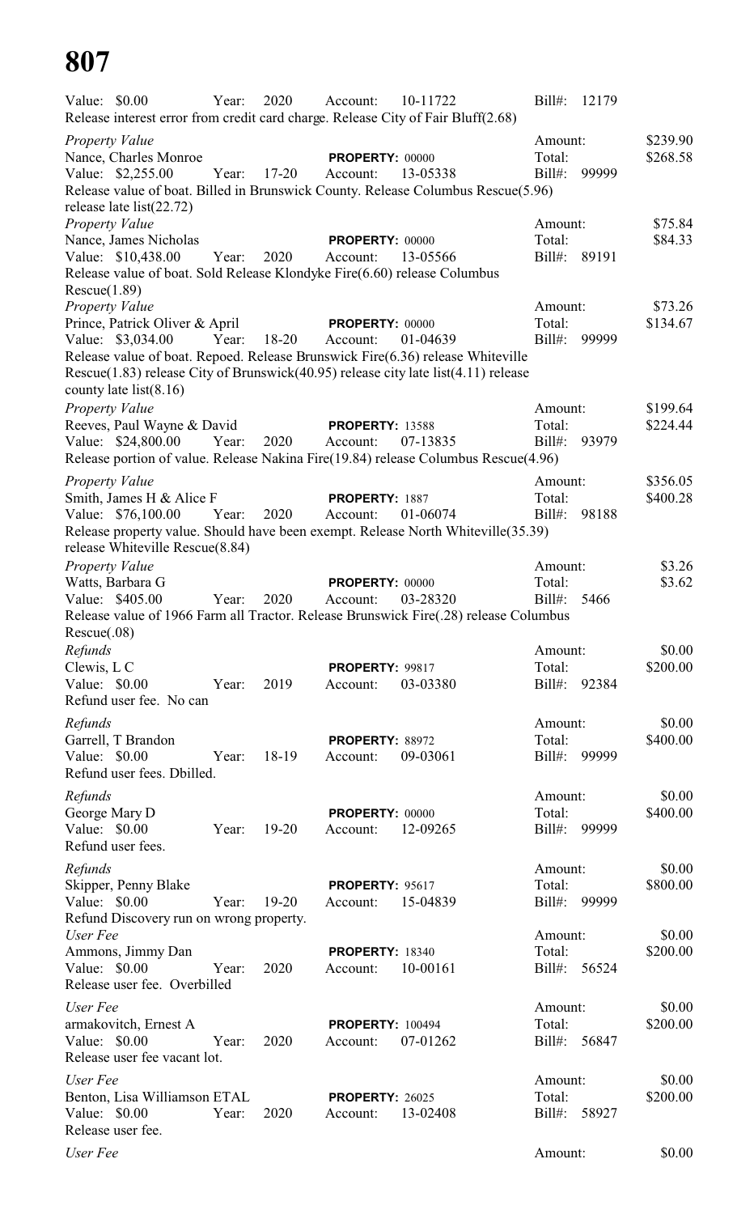# 807

Value: $0.00 Year: 2020 Account: 10-11722 Bill#: 12179
Release interest error from credit card charge. Release City of Fair Bluff(2.68)

*Property Value*
Nance, Charles Monroe **PROPERTY:** 00000
Value: $2,255.00 Year: 17-20 Account: 13-05338
Amount: $239.90
Total: $268.58
Bill#: 99999
Release value of boat. Billed in Brunswick County. Release Columbus Rescue(5.96) release late list(22.72)

*Property Value*
Nance, James Nicholas **PROPERTY:** 00000
Value: $10,438.00 Year: 2020 Account: 13-05566
Amount: $75.84
Total: $84.33
Bill#: 89191
Release value of boat. Sold Release Klondyke Fire(6.60) release Columbus Rescue(1.89)

*Property Value*
Prince, Patrick Oliver & April **PROPERTY:** 00000
Value: $3,034.00 Year: 18-20 Account: 01-04639
Amount: $73.26
Total: $134.67
Bill#: 99999
Release value of boat. Repoed. Release Brunswick Fire(6.36) release Whiteville Rescue(1.83) release City of Brunswick(40.95) release city late list(4.11) release county late list(8.16)

*Property Value*
Reeves, Paul Wayne & David **PROPERTY:** 13588
Value: $24,800.00 Year: 2020 Account: 07-13835
Amount: $199.64
Total: $224.44
Bill#: 93979
Release portion of value. Release Nakina Fire(19.84) release Columbus Rescue(4.96)

*Property Value*
Smith, James H & Alice F **PROPERTY:** 1887
Value: $76,100.00 Year: 2020 Account: 01-06074
Amount: $356.05
Total: $400.28
Bill#: 98188
Release property value. Should have been exempt. Release North Whiteville(35.39) release Whiteville Rescue(8.84)

*Property Value*
Watts, Barbara G **PROPERTY:** 00000
Value: $405.00 Year: 2020 Account: 03-28320
Amount: $3.26
Total: $3.62
Bill#: 5466
Release value of 1966 Farm all Tractor. Release Brunswick Fire(.28) release Columbus Rescue(.08)

*Refunds*
Clewis, L C **PROPERTY:** 99817
Value: $0.00 Year: 2019 Account: 03-03380
Amount: $0.00
Total: $200.00
Bill#: 92384
Refund user fee. No can

*Refunds*
Garrell, T Brandon **PROPERTY:** 88972
Value: $0.00 Year: 18-19 Account: 09-03061
Amount: $0.00
Total: $400.00
Bill#: 99999
Refund user fees. Dbilled.

*Refunds*
George Mary D **PROPERTY:** 00000
Value: $0.00 Year: 19-20 Account: 12-09265
Amount: $0.00
Total: $400.00
Bill#: 99999
Refund user fees.

*Refunds*
Skipper, Penny Blake **PROPERTY:** 95617
Value: $0.00 Year: 19-20 Account: 15-04839
Amount: $0.00
Total: $800.00
Bill#: 99999
Refund Discovery run on wrong property.

*User Fee*
Ammons, Jimmy Dan **PROPERTY:** 18340
Value: $0.00 Year: 2020 Account: 10-00161
Amount: $0.00
Total: $200.00
Bill#: 56524
Release user fee. Overbilled

*User Fee*
armakovitch, Ernest A **PROPERTY:** 100494
Value: $0.00 Year: 2020 Account: 07-01262
Amount: $0.00
Total: $200.00
Bill#: 56847
Release user fee vacant lot.

*User Fee*
Benton, Lisa Williamson ETAL **PROPERTY:** 26025
Value: $0.00 Year: 2020 Account: 13-02408
Amount: $0.00
Total: $200.00
Bill#: 58927
Release user fee.

*User Fee*
Amount: $0.00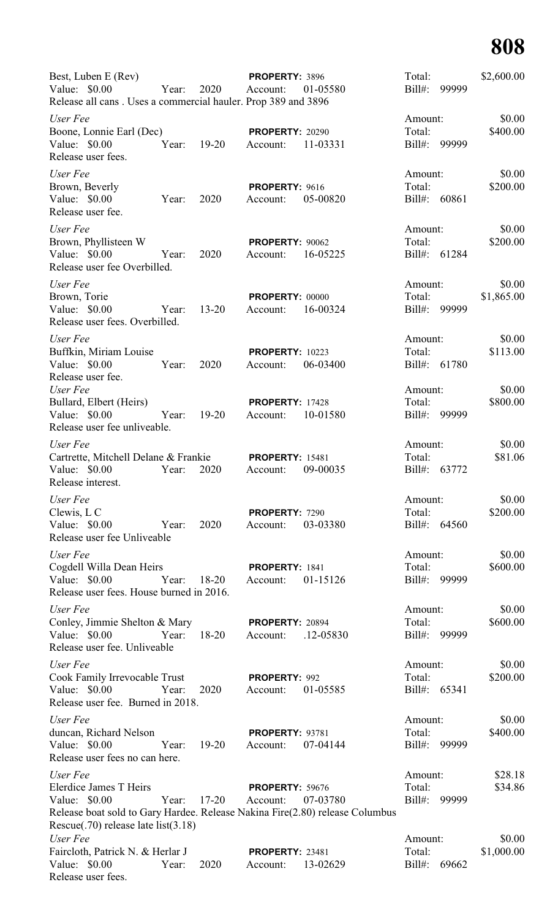Best, Luben E (Rev) | **PROPERTY:** 3896 | Total: $2,600.00
Value: $0.00 Year: 2020 Account: 01-05580 Bill#: 99999
Release all cans . Uses a commercial hauler. Prop 389 and 3896

*User Fee* Amount: $0.00
Boone, Lonnie Earl (Dec) **PROPERTY:** 20290 Total: $400.00
Value: $0.00 Year: 19-20 Account: 11-03331 Bill#: 99999
Release user fees.

*User Fee* Amount: $0.00
Brown, Beverly **PROPERTY:** 9616 Total: $200.00
Value: $0.00 Year: 2020 Account: 05-00820 Bill#: 60861
Release user fee.

*User Fee* Amount: $0.00
Brown, Phyllisteen W **PROPERTY:** 90062 Total: $200.00
Value: $0.00 Year: 2020 Account: 16-05225 Bill#: 61284
Release user fee Overbilled.

*User Fee* Amount: $0.00
Brown, Torie **PROPERTY:** 00000 Total: $1,865.00
Value: $0.00 Year: 13-20 Account: 16-00324 Bill#: 99999
Release user fees. Overbilled.

*User Fee* Amount: $0.00
Buffkin, Miriam Louise **PROPERTY:** 10223 Total: $113.00
Value: $0.00 Year: 2020 Account: 06-03400 Bill#: 61780
Release user fee.

*User Fee* Amount: $0.00
Bullard, Elbert (Heirs) **PROPERTY:** 17428 Total: $800.00
Value: $0.00 Year: 19-20 Account: 10-01580 Bill#: 99999
Release user fee unliveable.

*User Fee* Amount: $0.00
Cartrette, Mitchell Delane & Frankie **PROPERTY:** 15481 Total: $81.06
Value: $0.00 Year: 2020 Account: 09-00035 Bill#: 63772
Release interest.

*User Fee* Amount: $0.00
Clewis, L C **PROPERTY:** 7290 Total: $200.00
Value: $0.00 Year: 2020 Account: 03-03380 Bill#: 64560
Release user fee Unliveable

*User Fee* Amount: $0.00
Cogdell Willa Dean Heirs **PROPERTY:** 1841 Total: $600.00
Value: $0.00 Year: 18-20 Account: 01-15126 Bill#: 99999
Release user fees. House burned in 2016.

*User Fee* Amount: $0.00
Conley, Jimmie Shelton & Mary **PROPERTY:** 20894 Total: $600.00
Value: $0.00 Year: 18-20 Account: .12-05830 Bill#: 99999
Release user fee. Unliveable

*User Fee* Amount: $0.00
Cook Family Irrevocable Trust **PROPERTY:** 992 Total: $200.00
Value: $0.00 Year: 2020 Account: 01-05585 Bill#: 65341
Release user fee. Burned in 2018.

*User Fee* Amount: $0.00
duncan, Richard Nelson **PROPERTY:** 93781 Total: $400.00
Value: $0.00 Year: 19-20 Account: 07-04144 Bill#: 99999
Release user fees no can here.

*User Fee* Amount: $28.18
Elerdice James T Heirs **PROPERTY:** 59676 Total: $34.86
Value: $0.00 Year: 17-20 Account: 07-03780 Bill#: 99999
Release boat sold to Gary Hardee. Release Nakina Fire(2.80) release Columbus Rescue(.70) release late list(3.18)

*User Fee* Amount: $0.00
Faircloth, Patrick N. & Herlar J **PROPERTY:** 23481 Total: $1,000.00
Value: $0.00 Year: 2020 Account: 13-02629 Bill#: 69662
Release user fees.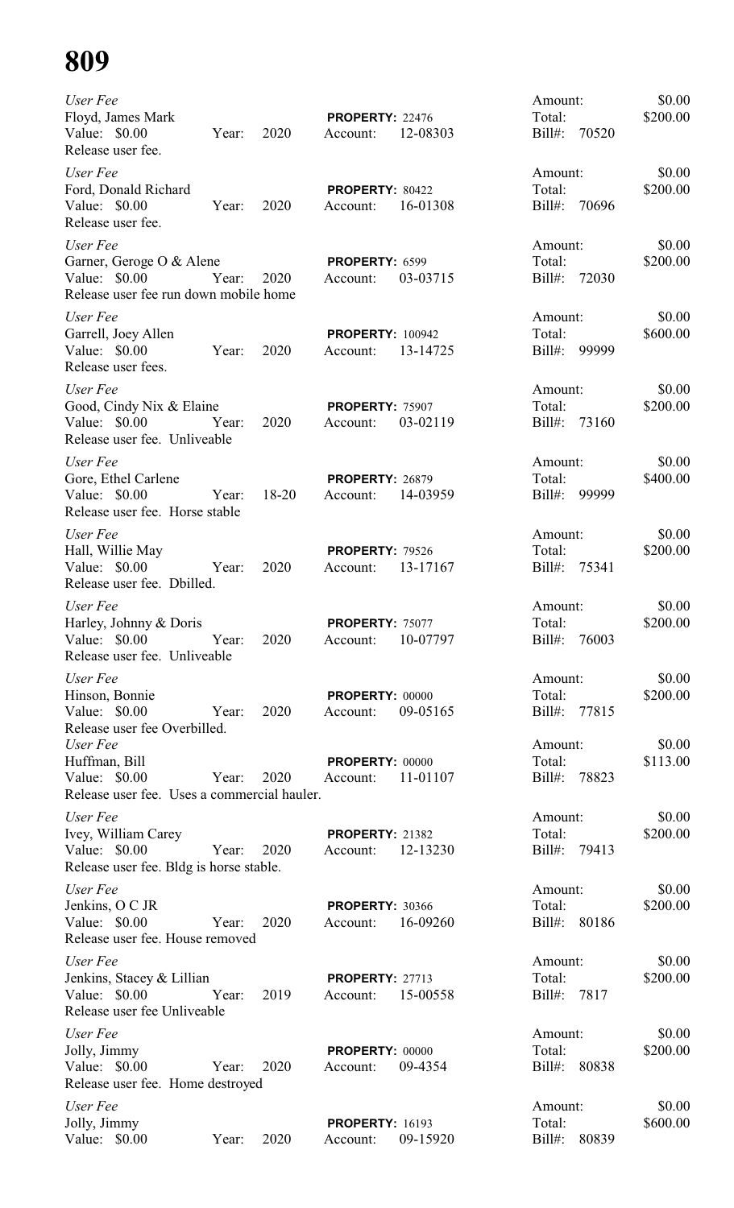# 809

*User Fee*
Floyd, James Mark — **PROPERTY:** 22476
Value: $0.00 Year: 2020 Account: 12-08303
Release user fee.
Amount: $0.00
Total: $200.00
Bill#: 70520

*User Fee*
Ford, Donald Richard — **PROPERTY:** 80422
Value: $0.00 Year: 2020 Account: 16-01308
Release user fee.
Amount: $0.00
Total: $200.00
Bill#: 70696

*User Fee*
Garner, Geroge O & Alene — **PROPERTY:** 6599
Value: $0.00 Year: 2020 Account: 03-03715
Release user fee run down mobile home
Amount: $0.00
Total: $200.00
Bill#: 72030

*User Fee*
Garrell, Joey Allen — **PROPERTY:** 100942
Value: $0.00 Year: 2020 Account: 13-14725
Release user fees.
Amount: $0.00
Total: $600.00
Bill#: 99999

*User Fee*
Good, Cindy Nix & Elaine — **PROPERTY:** 75907
Value: $0.00 Year: 2020 Account: 03-02119
Release user fee. Unliveable
Amount: $0.00
Total: $200.00
Bill#: 73160

*User Fee*
Gore, Ethel Carlene — **PROPERTY:** 26879
Value: $0.00 Year: 18-20 Account: 14-03959
Release user fee. Horse stable
Amount: $0.00
Total: $400.00
Bill#: 99999

*User Fee*
Hall, Willie May — **PROPERTY:** 79526
Value: $0.00 Year: 2020 Account: 13-17167
Release user fee. Dbilled.
Amount: $0.00
Total: $200.00
Bill#: 75341

*User Fee*
Harley, Johnny & Doris — **PROPERTY:** 75077
Value: $0.00 Year: 2020 Account: 10-07797
Release user fee. Unliveable
Amount: $0.00
Total: $200.00
Bill#: 76003

*User Fee*
Hinson, Bonnie — **PROPERTY:** 00000
Value: $0.00 Year: 2020 Account: 09-05165
Release user fee Overbilled.
Amount: $0.00
Total: $200.00
Bill#: 77815

*User Fee*
Huffman, Bill — **PROPERTY:** 00000
Value: $0.00 Year: 2020 Account: 11-01107
Release user fee. Uses a commercial hauler.
Amount: $0.00
Total: $113.00
Bill#: 78823

*User Fee*
Ivey, William Carey — **PROPERTY:** 21382
Value: $0.00 Year: 2020 Account: 12-13230
Release user fee. Bldg is horse stable.
Amount: $0.00
Total: $200.00
Bill#: 79413

*User Fee*
Jenkins, O C JR — **PROPERTY:** 30366
Value: $0.00 Year: 2020 Account: 16-09260
Release user fee. House removed
Amount: $0.00
Total: $200.00
Bill#: 80186

*User Fee*
Jenkins, Stacey & Lillian — **PROPERTY:** 27713
Value: $0.00 Year: 2019 Account: 15-00558
Release user fee Unliveable
Amount: $0.00
Total: $200.00
Bill#: 7817

*User Fee*
Jolly, Jimmy — **PROPERTY:** 00000
Value: $0.00 Year: 2020 Account: 09-4354
Release user fee. Home destroyed
Amount: $0.00
Total: $200.00
Bill#: 80838

*User Fee*
Jolly, Jimmy — **PROPERTY:** 16193
Value: $0.00 Year: 2020 Account: 09-15920
Amount: $0.00
Total: $600.00
Bill#: 80839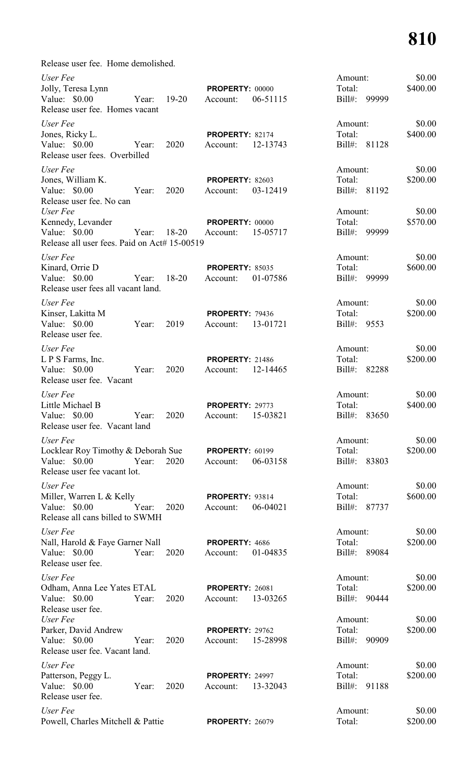Release user fee. Home demolished.

*User Fee*
Jolly, Teresa Lynn — **PROPERTY:** 00000
Value: $0.00 Year: 19-20 Account: 06-51115
Release user fee. Homes vacant
Amount: $0.00
Total: $400.00
Bill#: 99999

*User Fee*
Jones, Ricky L. — **PROPERTY:** 82174
Value: $0.00 Year: 2020 Account: 12-13743
Release user fees. Overbilled
Amount: $0.00
Total: $400.00
Bill#: 81128

*User Fee*
Jones, William K. — **PROPERTY:** 82603
Value: $0.00 Year: 2020 Account: 03-12419
Release user fee. No can
Amount: $0.00
Total: $200.00
Bill#: 81192

*User Fee*
Kennedy, Levander — **PROPERTY:** 00000
Value: $0.00 Year: 18-20 Account: 15-05717
Release all user fees. Paid on Act# 15-00519
Amount: $0.00
Total: $570.00
Bill#: 99999

*User Fee*
Kinard, Orrie D — **PROPERTY:** 85035
Value: $0.00 Year: 18-20 Account: 01-07586
Release user fees all vacant land.
Amount: $0.00
Total: $600.00
Bill#: 99999

*User Fee*
Kinser, Lakitta M — **PROPERTY:** 79436
Value: $0.00 Year: 2019 Account: 13-01721
Release user fee.
Amount: $0.00
Total: $200.00
Bill#: 9553

*User Fee*
L P S Farms, Inc. — **PROPERTY:** 21486
Value: $0.00 Year: 2020 Account: 12-14465
Release user fee. Vacant
Amount: $0.00
Total: $200.00
Bill#: 82288

*User Fee*
Little Michael B — **PROPERTY:** 29773
Value: $0.00 Year: 2020 Account: 15-03821
Release user fee. Vacant land
Amount: $0.00
Total: $400.00
Bill#: 83650

*User Fee*
Locklear Roy Timothy & Deborah Sue — **PROPERTY:** 60199
Value: $0.00 Year: 2020 Account: 06-03158
Release user fee vacant lot.
Amount: $0.00
Total: $200.00
Bill#: 83803

*User Fee*
Miller, Warren L & Kelly — **PROPERTY:** 93814
Value: $0.00 Year: 2020 Account: 06-04021
Release all cans billed to SWMH
Amount: $0.00
Total: $600.00
Bill#: 87737

*User Fee*
Nall, Harold & Faye Garner Nall — **PROPERTY:** 4686
Value: $0.00 Year: 2020 Account: 01-04835
Release user fee.
Amount: $0.00
Total: $200.00
Bill#: 89084

*User Fee*
Odham, Anna Lee Yates ETAL — **PROPERTY:** 26081
Value: $0.00 Year: 2020 Account: 13-03265
Release user fee.
Amount: $0.00
Total: $200.00
Bill#: 90444

*User Fee*
Parker, David Andrew — **PROPERTY:** 29762
Value: $0.00 Year: 2020 Account: 15-28998
Release user fee. Vacant land.
Amount: $0.00
Total: $200.00
Bill#: 90909

*User Fee*
Patterson, Peggy L. — **PROPERTY:** 24997
Value: $0.00 Year: 2020 Account: 13-32043
Release user fee.
Amount: $0.00
Total: $200.00
Bill#: 91188

*User Fee*
Powell, Charles Mitchell & Pattie — **PROPERTY:** 26079
Amount: $0.00
Total: $200.00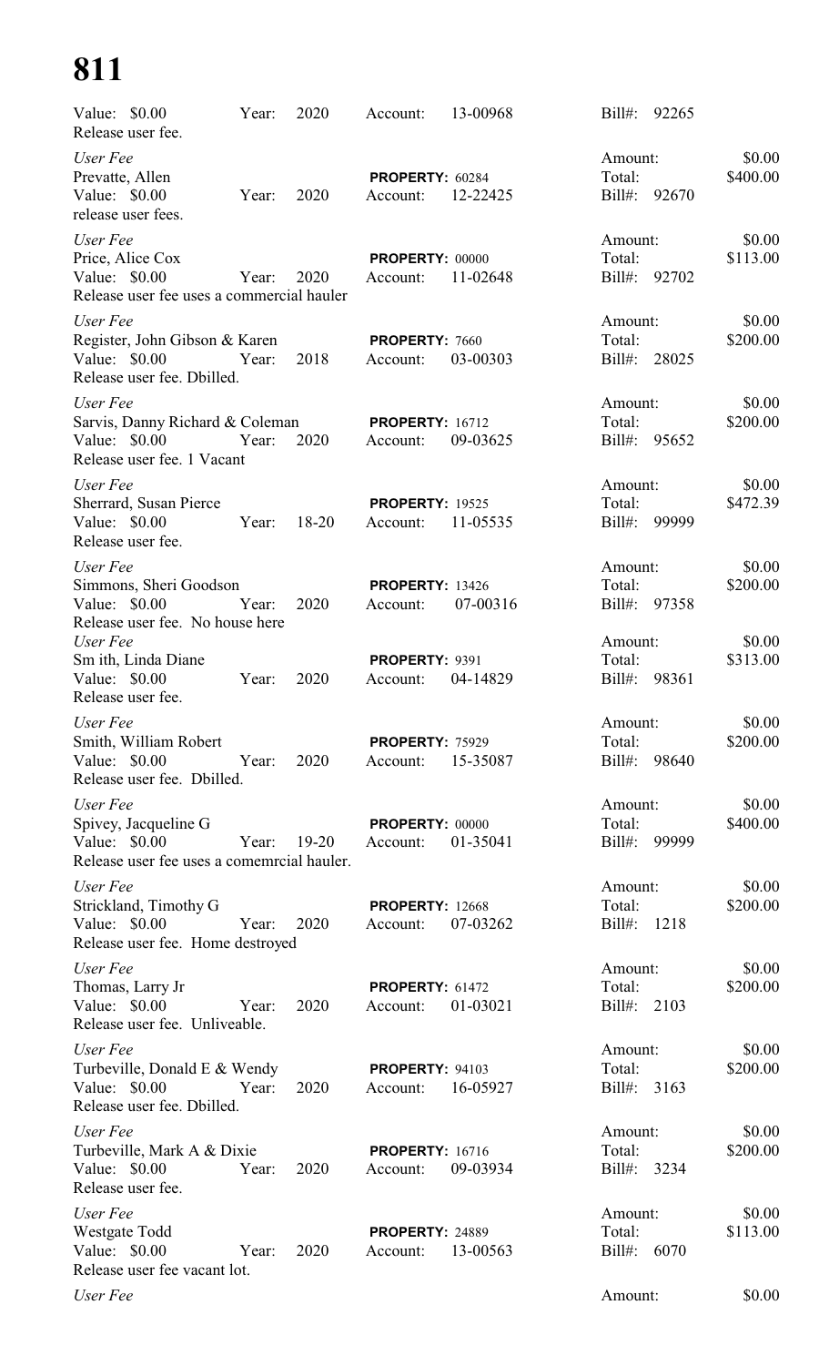# 811

Value: $0.00 Year: 2020 Account: 13-00968 Bill#: 92265
Release user fee.

*User Fee* Amount: $0.00
Prevatte, Allen **PROPERTY:** 60284 Total: $400.00
Value: $0.00 Year: 2020 Account: 12-22425 Bill#: 92670
release user fees.

*User Fee* Amount: $0.00
Price, Alice Cox **PROPERTY:** 00000 Total: $113.00
Value: $0.00 Year: 2020 Account: 11-02648 Bill#: 92702
Release user fee uses a commercial hauler

*User Fee* Amount: $0.00
Register, John Gibson & Karen **PROPERTY:** 7660 Total: $200.00
Value: $0.00 Year: 2018 Account: 03-00303 Bill#: 28025
Release user fee. Dbilled.

*User Fee* Amount: $0.00
Sarvis, Danny Richard & Coleman **PROPERTY:** 16712 Total: $200.00
Value: $0.00 Year: 2020 Account: 09-03625 Bill#: 95652
Release user fee. 1 Vacant

*User Fee* Amount: $0.00
Sherrard, Susan Pierce **PROPERTY:** 19525 Total: $472.39
Value: $0.00 Year: 18-20 Account: 11-05535 Bill#: 99999
Release user fee.

*User Fee* Amount: $0.00
Simmons, Sheri Goodson **PROPERTY:** 13426 Total: $200.00
Value: $0.00 Year: 2020 Account: 07-00316 Bill#: 97358
Release user fee. No house here

*User Fee* Amount: $0.00
Sm ith, Linda Diane **PROPERTY:** 9391 Total: $313.00
Value: $0.00 Year: 2020 Account: 04-14829 Bill#: 98361
Release user fee.

*User Fee* Amount: $0.00
Smith, William Robert **PROPERTY:** 75929 Total: $200.00
Value: $0.00 Year: 2020 Account: 15-35087 Bill#: 98640
Release user fee. Dbilled.

*User Fee* Amount: $0.00
Spivey, Jacqueline G **PROPERTY:** 00000 Total: $400.00
Value: $0.00 Year: 19-20 Account: 01-35041 Bill#: 99999
Release user fee uses a comemrcial hauler.

*User Fee* Amount: $0.00
Strickland, Timothy G **PROPERTY:** 12668 Total: $200.00
Value: $0.00 Year: 2020 Account: 07-03262 Bill#: 1218
Release user fee. Home destroyed

*User Fee* Amount: $0.00
Thomas, Larry Jr **PROPERTY:** 61472 Total: $200.00
Value: $0.00 Year: 2020 Account: 01-03021 Bill#: 2103
Release user fee. Unliveable.

*User Fee* Amount: $0.00
Turbeville, Donald E & Wendy **PROPERTY:** 94103 Total: $200.00
Value: $0.00 Year: 2020 Account: 16-05927 Bill#: 3163
Release user fee. Dbilled.

*User Fee* Amount: $0.00
Turbeville, Mark A & Dixie **PROPERTY:** 16716 Total: $200.00
Value: $0.00 Year: 2020 Account: 09-03934 Bill#: 3234
Release user fee.

*User Fee* Amount: $0.00
Westgate Todd **PROPERTY:** 24889 Total: $113.00
Value: $0.00 Year: 2020 Account: 13-00563 Bill#: 6070
Release user fee vacant lot.

*User Fee* Amount: $0.00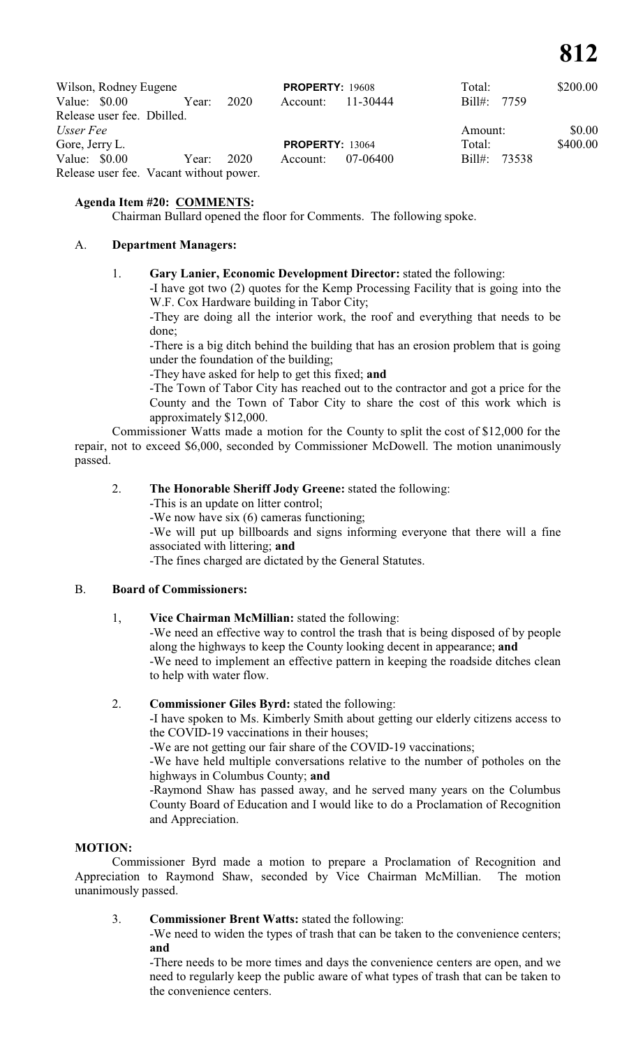| | | | | | |
|---|---|---|---|---|---|
| Wilson, Rodney Eugene | | **PROPERTY:** 19608 | | Total: | $200.00 |
| Value: $0.00 | Year: 2020 | Account: | 11-30444 | Bill#: 7759 | |
| Release user fee. Dbilled. | | | | | |
| *Usser Fee* | | | | Amount: | $0.00 |
| Gore, Jerry L. | | **PROPERTY:** 13064 | | Total: | $400.00 |
| Value: $0.00 | Year: 2020 | Account: | 07-06400 | Bill#: 73538 | |
| Release user fee. Vacant without power. | | | | | |

**Agenda Item #20: COMMENTS:**

Chairman Bullard opened the floor for Comments. The following spoke.

A. **Department Managers:**

1. **Gary Lanier, Economic Development Director:** stated the following:
   -I have got two (2) quotes for the Kemp Processing Facility that is going into the W.F. Cox Hardware building in Tabor City;
   -They are doing all the interior work, the roof and everything that needs to be done;
   -There is a big ditch behind the building that has an erosion problem that is going under the foundation of the building;
   -They have asked for help to get this fixed; **and**
   -The Town of Tabor City has reached out to the contractor and got a price for the County and the Town of Tabor City to share the cost of this work which is approximately $12,000.

Commissioner Watts made a motion for the County to split the cost of $12,000 for the repair, not to exceed $6,000, seconded by Commissioner McDowell. The motion unanimously passed.

2. **The Honorable Sheriff Jody Greene:** stated the following:
   -This is an update on litter control;
   -We now have six (6) cameras functioning;
   -We will put up billboards and signs informing everyone that there will a fine associated with littering; **and**
   -The fines charged are dictated by the General Statutes.

B. **Board of Commissioners:**

1, **Vice Chairman McMillian:** stated the following:
   -We need an effective way to control the trash that is being disposed of by people along the highways to keep the County looking decent in appearance; **and**
   -We need to implement an effective pattern in keeping the roadside ditches clean to help with water flow.

2. **Commissioner Giles Byrd:** stated the following:
   -I have spoken to Ms. Kimberly Smith about getting our elderly citizens access to the COVID-19 vaccinations in their houses;
   -We are not getting our fair share of the COVID-19 vaccinations;
   -We have held multiple conversations relative to the number of potholes on the highways in Columbus County; **and**
   -Raymond Shaw has passed away, and he served many years on the Columbus County Board of Education and I would like to do a Proclamation of Recognition and Appreciation.

**MOTION:**

Commissioner Byrd made a motion to prepare a Proclamation of Recognition and Appreciation to Raymond Shaw, seconded by Vice Chairman McMillian. The motion unanimously passed.

3. **Commissioner Brent Watts:** stated the following:
   -We need to widen the types of trash that can be taken to the convenience centers; **and**
   -There needs to be more times and days the convenience centers are open, and we need to regularly keep the public aware of what types of trash that can be taken to the convenience centers.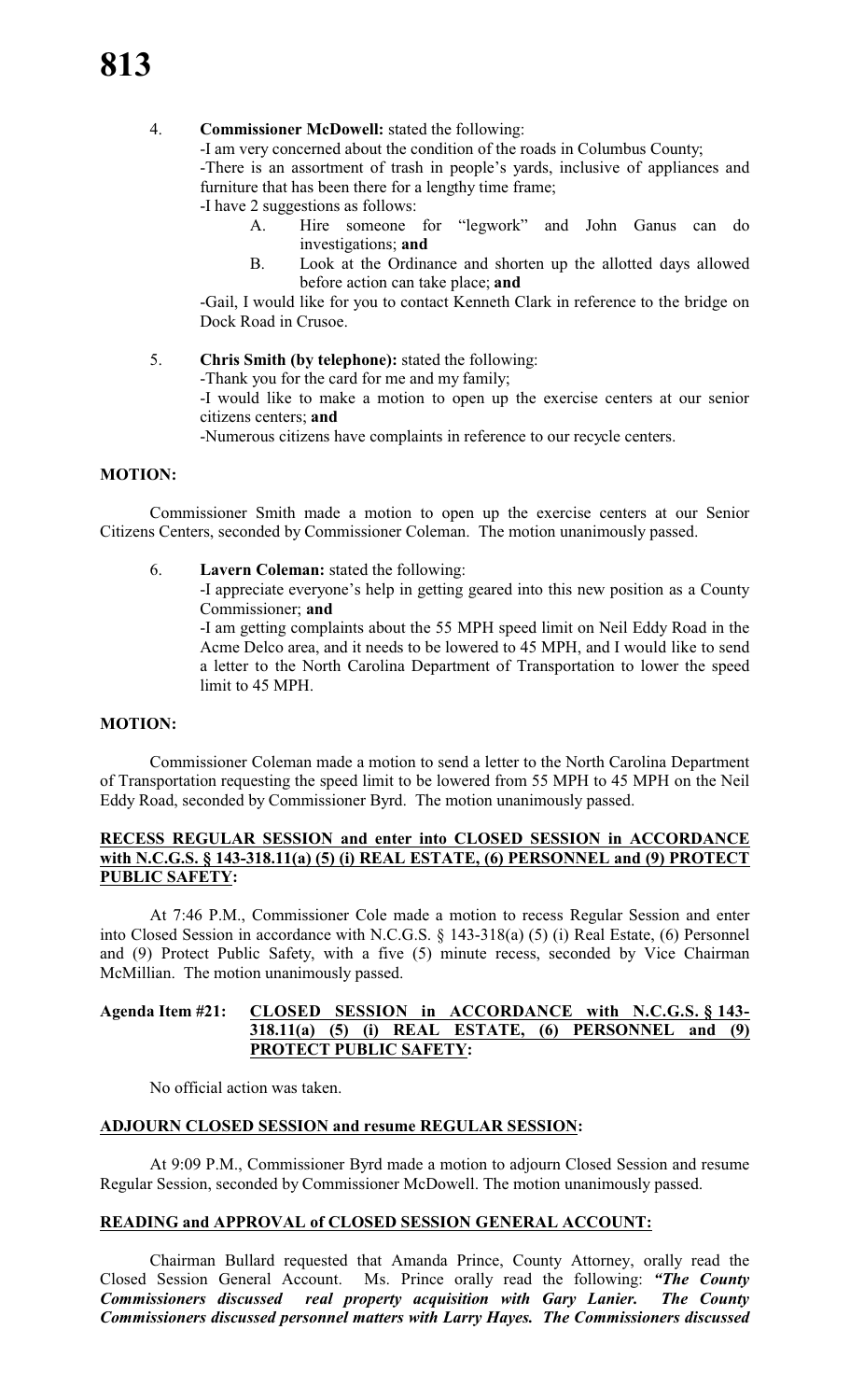4. **Commissioner McDowell:** stated the following:

   -I am very concerned about the condition of the roads in Columbus County;

   -There is an assortment of trash in people's yards, inclusive of appliances and furniture that has been there for a lengthy time frame;

   -I have 2 suggestions as follows:

   A. Hire someone for "legwork" and John Ganus can do investigations; **and**

   B. Look at the Ordinance and shorten up the allotted days allowed before action can take place; **and**

   -Gail, I would like for you to contact Kenneth Clark in reference to the bridge on Dock Road in Crusoe.

5. **Chris Smith (by telephone):** stated the following:

   -Thank you for the card for me and my family;

   -I would like to make a motion to open up the exercise centers at our senior citizens centers; **and**

   -Numerous citizens have complaints in reference to our recycle centers.

**MOTION:**

Commissioner Smith made a motion to open up the exercise centers at our Senior Citizens Centers, seconded by Commissioner Coleman. The motion unanimously passed.

6. **Lavern Coleman:** stated the following:

   -I appreciate everyone's help in getting geared into this new position as a County Commissioner; **and**

   -I am getting complaints about the 55 MPH speed limit on Neil Eddy Road in the Acme Delco area, and it needs to be lowered to 45 MPH, and I would like to send a letter to the North Carolina Department of Transportation to lower the speed limit to 45 MPH.

**MOTION:**

Commissioner Coleman made a motion to send a letter to the North Carolina Department of Transportation requesting the speed limit to be lowered from 55 MPH to 45 MPH on the Neil Eddy Road, seconded by Commissioner Byrd. The motion unanimously passed.

**RECESS REGULAR SESSION and enter into CLOSED SESSION in ACCORDANCE with N.C.G.S. § 143-318.11(a) (5) (i) REAL ESTATE, (6) PERSONNEL and (9) PROTECT PUBLIC SAFETY:**

At 7:46 P.M., Commissioner Cole made a motion to recess Regular Session and enter into Closed Session in accordance with N.C.G.S. § 143-318(a) (5) (i) Real Estate, (6) Personnel and (9) Protect Public Safety, with a five (5) minute recess, seconded by Vice Chairman McMillian. The motion unanimously passed.

**Agenda Item #21: CLOSED SESSION in ACCORDANCE with N.C.G.S. § 143-318.11(a) (5) (i) REAL ESTATE, (6) PERSONNEL and (9) PROTECT PUBLIC SAFETY:**

No official action was taken.

**ADJOURN CLOSED SESSION and resume REGULAR SESSION:**

At 9:09 P.M., Commissioner Byrd made a motion to adjourn Closed Session and resume Regular Session, seconded by Commissioner McDowell. The motion unanimously passed.

**READING and APPROVAL of CLOSED SESSION GENERAL ACCOUNT:**

Chairman Bullard requested that Amanda Prince, County Attorney, orally read the Closed Session General Account. Ms. Prince orally read the following: ***"The County Commissioners discussed real property acquisition with Gary Lanier. The County Commissioners discussed personnel matters with Larry Hayes. The Commissioners discussed***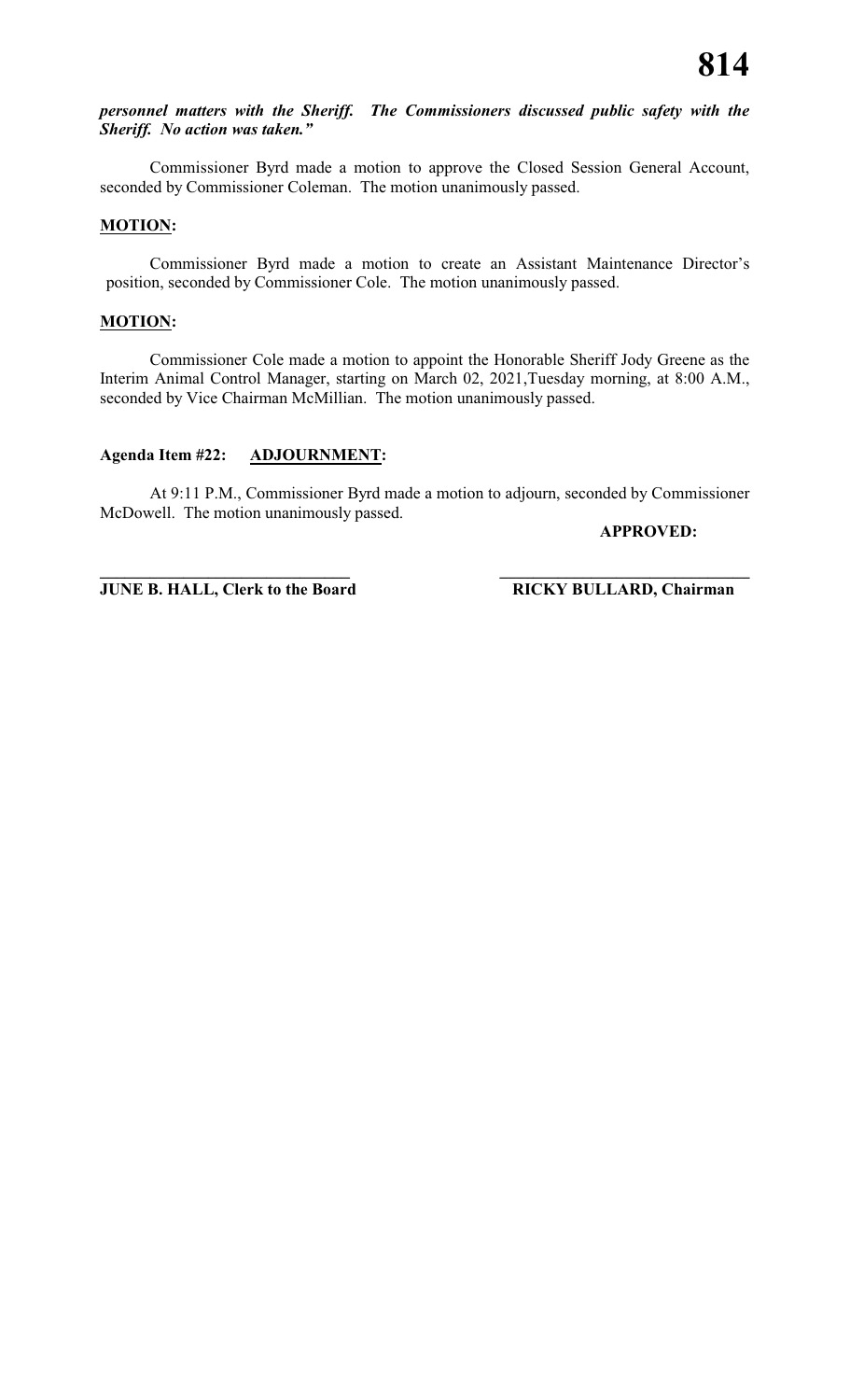***personnel matters with the Sheriff. The Commissioners discussed public safety with the Sheriff. No action was taken."***

Commissioner Byrd made a motion to approve the Closed Session General Account, seconded by Commissioner Coleman. The motion unanimously passed.

**MOTION:**

Commissioner Byrd made a motion to create an Assistant Maintenance Director's position, seconded by Commissioner Cole. The motion unanimously passed.

**MOTION:**

Commissioner Cole made a motion to appoint the Honorable Sheriff Jody Greene as the Interim Animal Control Manager, starting on March 02, 2021,Tuesday morning, at 8:00 A.M., seconded by Vice Chairman McMillian. The motion unanimously passed.

**Agenda Item #22: ADJOURNMENT:**

At 9:11 P.M., Commissioner Byrd made a motion to adjourn, seconded by Commissioner McDowell. The motion unanimously passed.

**APPROVED:**

______________________________ ______________________________

**JUNE B. HALL, Clerk to the Board** **RICKY BULLARD, Chairman**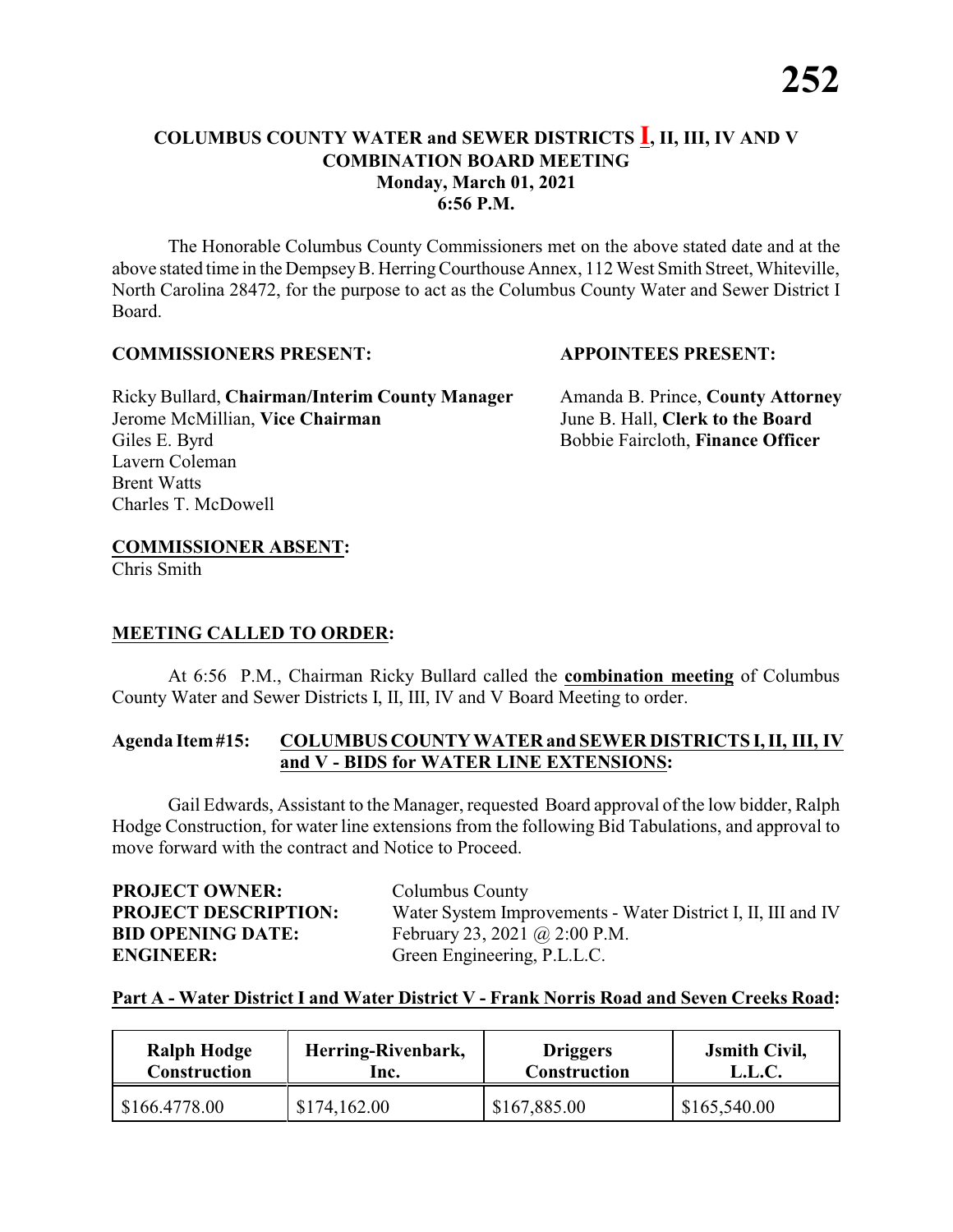# COLUMBUS COUNTY WATER and SEWER DISTRICTS I, II, III, IV AND V COMBINATION BOARD MEETING

**Monday, March 01, 2021**
**6:56 P.M.**

The Honorable Columbus County Commissioners met on the above stated date and at the above stated time in the Dempsey B. Herring Courthouse Annex, 112 West Smith Street, Whiteville, North Carolina 28472, for the purpose to act as the Columbus County Water and Sewer District I Board.

**COMMISSIONERS PRESENT:**

Ricky Bullard, **Chairman/Interim County Manager**
Jerome McMillian, **Vice Chairman**
Giles E. Byrd
Lavern Coleman
Brent Watts
Charles T. McDowell

**APPOINTEES PRESENT:**

Amanda B. Prince, **County Attorney**
June B. Hall, **Clerk to the Board**
Bobbie Faircloth, **Finance Officer**

**COMMISSIONER ABSENT:**
Chris Smith

**MEETING CALLED TO ORDER:**

At 6:56 P.M., Chairman Ricky Bullard called the **combination meeting** of Columbus County Water and Sewer Districts I, II, III, IV and V Board Meeting to order.

**Agenda Item #15: COLUMBUS COUNTY WATER and SEWER DISTRICTS I, II, III, IV and V - BIDS for WATER LINE EXTENSIONS:**

Gail Edwards, Assistant to the Manager, requested Board approval of the low bidder, Ralph Hodge Construction, for water line extensions from the following Bid Tabulations, and approval to move forward with the contract and Notice to Proceed.

**PROJECT OWNER:** Columbus County
**PROJECT DESCRIPTION:** Water System Improvements - Water District I, II, III and IV
**BID OPENING DATE:** February 23, 2021 @ 2:00 P.M.
**ENGINEER:** Green Engineering, P.L.L.C.

**Part A - Water District I and Water District V - Frank Norris Road and Seven Creeks Road:**

| Ralph Hodge Construction | Herring-Rivenbark, Inc. | Driggers Construction | Jsmith Civil, L.L.C. |
|---|---|---|---|
| \$166.4778.00 | \$174,162.00 | \$167,885.00 | \$165,540.00 |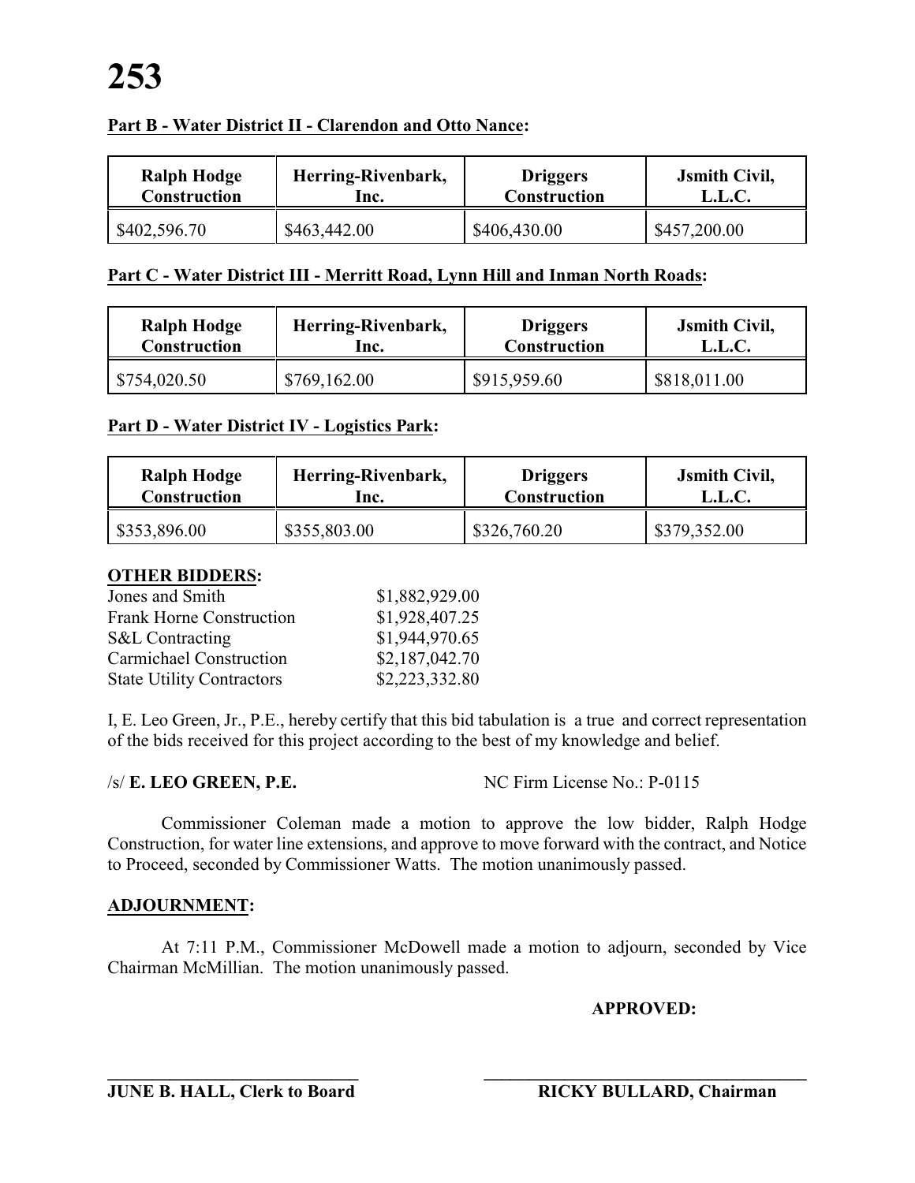**Part B - Water District II - Clarendon and Otto Nance:**

| Ralph Hodge Construction | Herring-Rivenbark, Inc. | Driggers Construction | Jsmith Civil, L.L.C. |
|---|---|---|---|
| $402,596.70 | $463,442.00 | $406,430.00 | $457,200.00 |

**Part C - Water District III - Merritt Road, Lynn Hill and Inman North Roads:**

| Ralph Hodge Construction | Herring-Rivenbark, Inc. | Driggers Construction | Jsmith Civil, L.L.C. |
|---|---|---|---|
| $754,020.50 | $769,162.00 | $915,959.60 | $818,011.00 |

**Part D - Water District IV - Logistics Park:**

| Ralph Hodge Construction | Herring-Rivenbark, Inc. | Driggers Construction | Jsmith Civil, L.L.C. |
|---|---|---|---|
| $353,896.00 | $355,803.00 | $326,760.20 | $379,352.00 |

**OTHER BIDDERS:**

| | |
|---|---|
| Jones and Smith | $1,882,929.00 |
| Frank Horne Construction | $1,928,407.25 |
| S&L Contracting | $1,944,970.65 |
| Carmichael Construction | $2,187,042.70 |
| State Utility Contractors | $2,223,332.80 |

I, E. Leo Green, Jr., P.E., hereby certify that this bid tabulation is a true and correct representation of the bids received for this project according to the best of my knowledge and belief.

/s/ **E. LEO GREEN, P.E.** NC Firm License No.: P-0115

Commissioner Coleman made a motion to approve the low bidder, Ralph Hodge Construction, for water line extensions, and approve to move forward with the contract, and Notice to Proceed, seconded by Commissioner Watts. The motion unanimously passed.

**ADJOURNMENT:**

At 7:11 P.M., Commissioner McDowell made a motion to adjourn, seconded by Vice Chairman McMillian. The motion unanimously passed.

**APPROVED:**

**JUNE B. HALL, Clerk to Board** **RICKY BULLARD, Chairman**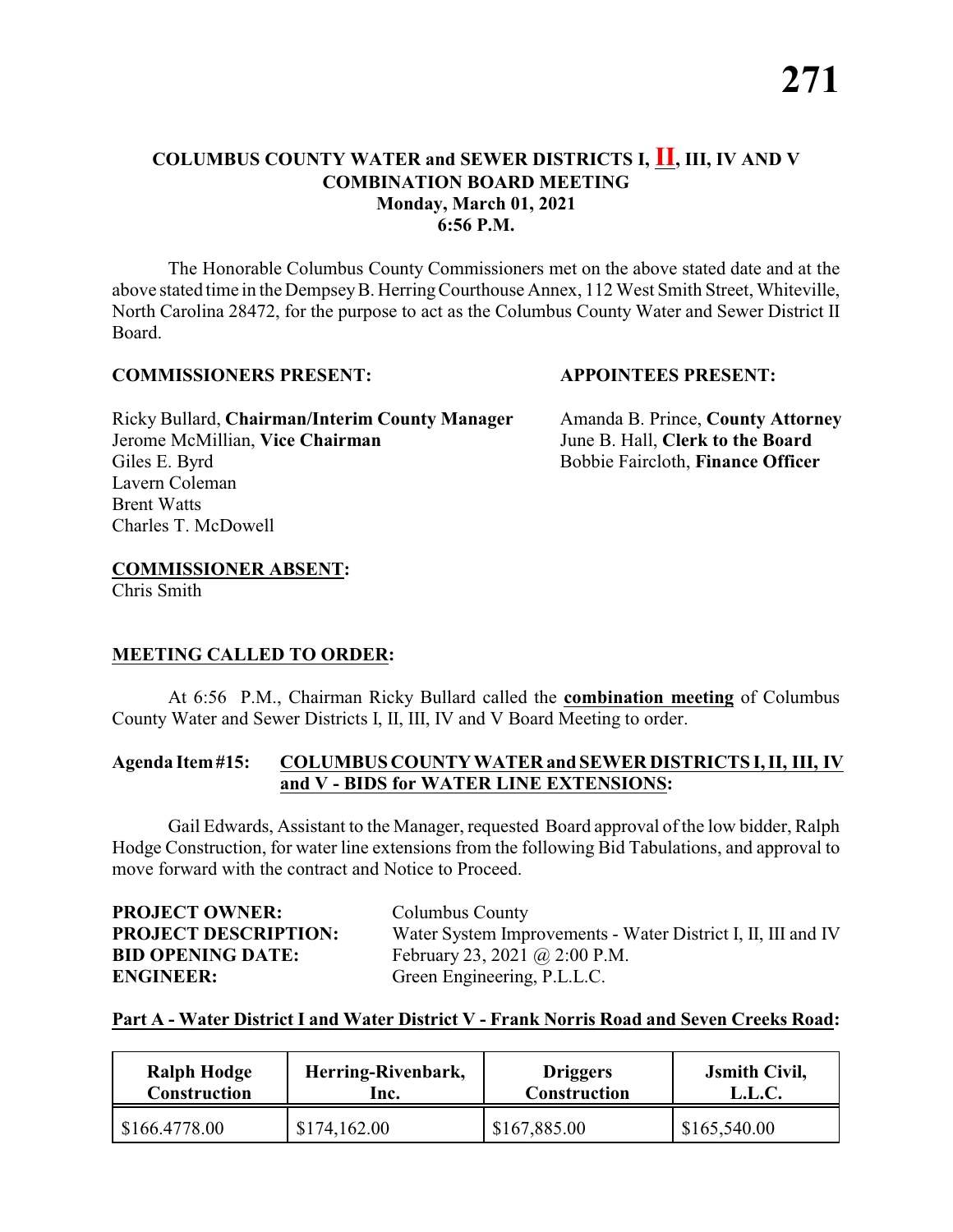**COLUMBUS COUNTY WATER and SEWER DISTRICTS I, II, III, IV AND V**
**COMBINATION BOARD MEETING**
**Monday, March 01, 2021**
**6:56 P.M.**

The Honorable Columbus County Commissioners met on the above stated date and at the above stated time in the Dempsey B. Herring Courthouse Annex, 112 West Smith Street, Whiteville, North Carolina 28472, for the purpose to act as the Columbus County Water and Sewer District II Board.

**COMMISSIONERS PRESENT:**

Ricky Bullard, **Chairman/Interim County Manager**
Jerome McMillian, **Vice Chairman**
Giles E. Byrd
Lavern Coleman
Brent Watts
Charles T. McDowell

**APPOINTEES PRESENT:**

Amanda B. Prince, **County Attorney**
June B. Hall, **Clerk to the Board**
Bobbie Faircloth, **Finance Officer**

**COMMISSIONER ABSENT:**
Chris Smith

**MEETING CALLED TO ORDER:**

At 6:56 P.M., Chairman Ricky Bullard called the **combination meeting** of Columbus County Water and Sewer Districts I, II, III, IV and V Board Meeting to order.

**Agenda Item #15: COLUMBUS COUNTY WATER and SEWER DISTRICTS I, II, III, IV and V - BIDS for WATER LINE EXTENSIONS:**

Gail Edwards, Assistant to the Manager, requested Board approval of the low bidder, Ralph Hodge Construction, for water line extensions from the following Bid Tabulations, and approval to move forward with the contract and Notice to Proceed.

**PROJECT OWNER:** Columbus County
**PROJECT DESCRIPTION:** Water System Improvements - Water District I, II, III and IV
**BID OPENING DATE:** February 23, 2021 @ 2:00 P.M.
**ENGINEER:** Green Engineering, P.L.L.C.

**Part A - Water District I and Water District V - Frank Norris Road and Seven Creeks Road:**

| Ralph Hodge Construction | Herring-Rivenbark, Inc. | Driggers Construction | Jsmith Civil, L.L.C. |
|---|---|---|---|
| $166.4778.00 | $174,162.00 | $167,885.00 | $165,540.00 |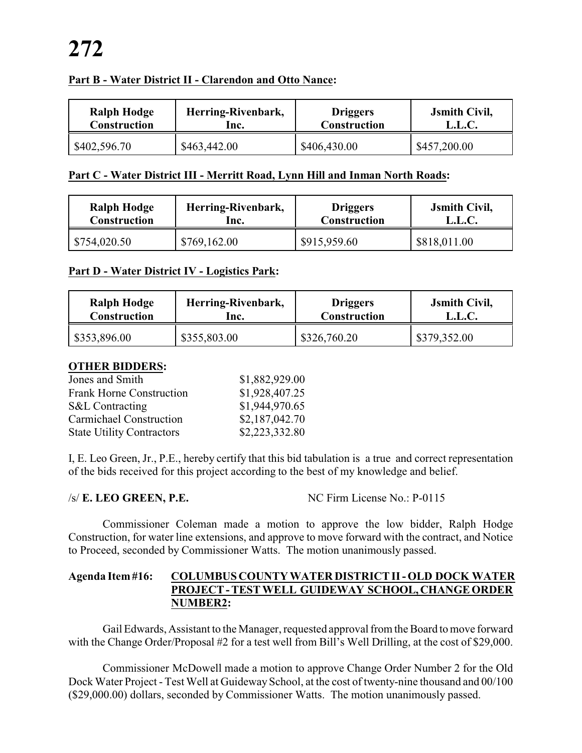**Part B - Water District II - Clarendon and Otto Nance:**

| Ralph Hodge Construction | Herring-Rivenbark, Inc. | Driggers Construction | Jsmith Civil, L.L.C. |
|---|---|---|---|
| $402,596.70 | $463,442.00 | $406,430.00 | $457,200.00 |

**Part C - Water District III - Merritt Road, Lynn Hill and Inman North Roads:**

| Ralph Hodge Construction | Herring-Rivenbark, Inc. | Driggers Construction | Jsmith Civil, L.L.C. |
|---|---|---|---|
| $754,020.50 | $769,162.00 | $915,959.60 | $818,011.00 |

**Part D - Water District IV - Logistics Park:**

| Ralph Hodge Construction | Herring-Rivenbark, Inc. | Driggers Construction | Jsmith Civil, L.L.C. |
|---|---|---|---|
| $353,896.00 | $355,803.00 | $326,760.20 | $379,352.00 |

**OTHER BIDDERS:**

| | |
|---|---|
| Jones and Smith | $1,882,929.00 |
| Frank Horne Construction | $1,928,407.25 |
| S&L Contracting | $1,944,970.65 |
| Carmichael Construction | $2,187,042.70 |
| State Utility Contractors | $2,223,332.80 |

I, E. Leo Green, Jr., P.E., hereby certify that this bid tabulation is a true and correct representation of the bids received for this project according to the best of my knowledge and belief.

/s/ **E. LEO GREEN, P.E.** NC Firm License No.: P-0115

Commissioner Coleman made a motion to approve the low bidder, Ralph Hodge Construction, for water line extensions, and approve to move forward with the contract, and Notice to Proceed, seconded by Commissioner Watts. The motion unanimously passed.

**Agenda Item #16: COLUMBUS COUNTY WATER DISTRICT II - OLD DOCK WATER PROJECT - TEST WELL GUIDEWAY SCHOOL, CHANGE ORDER NUMBER2:**

Gail Edwards, Assistant to the Manager, requested approval from the Board to move forward with the Change Order/Proposal #2 for a test well from Bill's Well Drilling, at the cost of $29,000.

Commissioner McDowell made a motion to approve Change Order Number 2 for the Old Dock Water Project - Test Well at Guideway School, at the cost of twenty-nine thousand and 00/100 ($29,000.00) dollars, seconded by Commissioner Watts. The motion unanimously passed.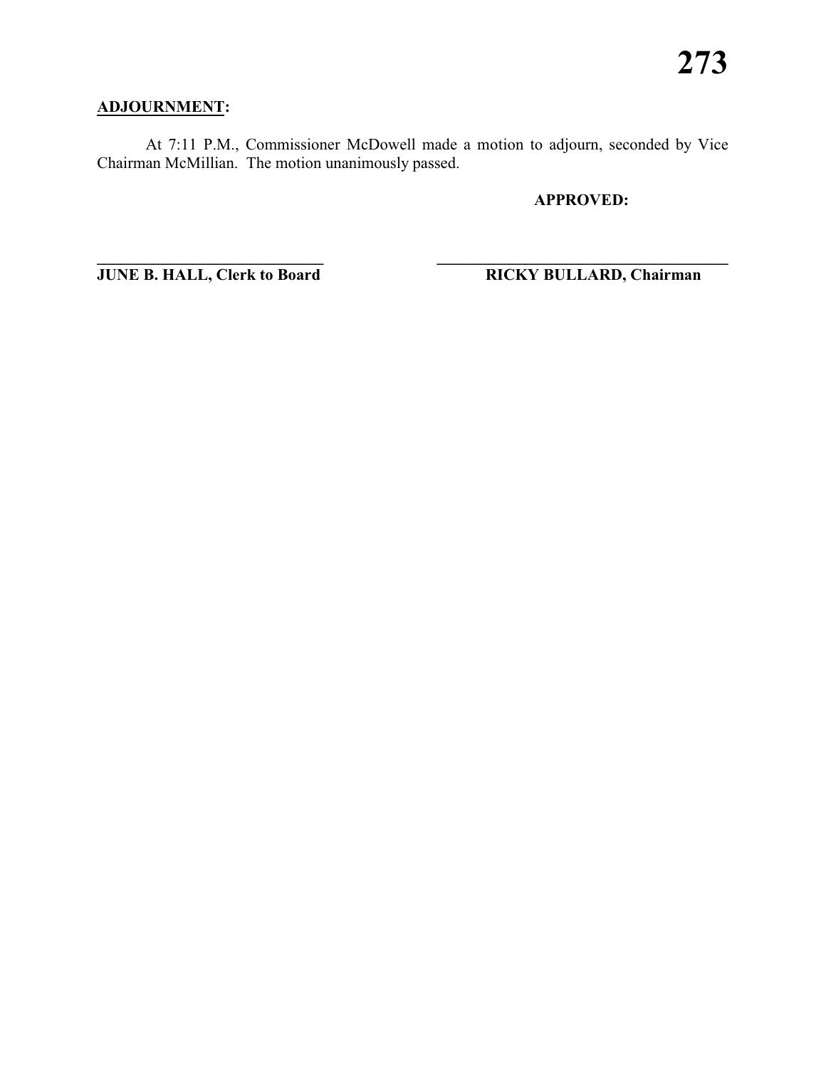**ADJOURNMENT:**

At 7:11 P.M., Commissioner McDowell made a motion to adjourn, seconded by Vice Chairman McMillian. The motion unanimously passed.

**APPROVED:**

______________________________ ______________________________

**JUNE B. HALL, Clerk to Board** **RICKY BULLARD, Chairman**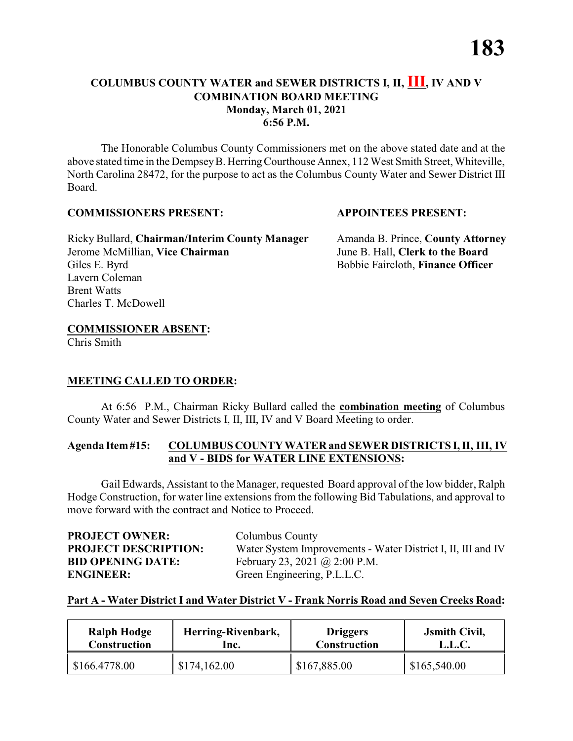## COLUMBUS COUNTY WATER and SEWER DISTRICTS I, II, III, IV AND V COMBINATION BOARD MEETING
### Monday, March 01, 2021
### 6:56 P.M.

The Honorable Columbus County Commissioners met on the above stated date and at the above stated time in the Dempsey B. Herring Courthouse Annex, 112 West Smith Street, Whiteville, North Carolina 28472, for the purpose to act as the Columbus County Water and Sewer District III Board.

**COMMISSIONERS PRESENT:**

Ricky Bullard, **Chairman/Interim County Manager**
Jerome McMillian, **Vice Chairman**
Giles E. Byrd
Lavern Coleman
Brent Watts
Charles T. McDowell

**APPOINTEES PRESENT:**

Amanda B. Prince, **County Attorney**
June B. Hall, **Clerk to the Board**
Bobbie Faircloth, **Finance Officer**

**COMMISSIONER ABSENT:**
Chris Smith

**MEETING CALLED TO ORDER:**

At 6:56 P.M., Chairman Ricky Bullard called the **combination meeting** of Columbus County Water and Sewer Districts I, II, III, IV and V Board Meeting to order.

**Agenda Item #15: COLUMBUS COUNTY WATER and SEWER DISTRICTS I, II, III, IV and V - BIDS for WATER LINE EXTENSIONS:**

Gail Edwards, Assistant to the Manager, requested Board approval of the low bidder, Ralph Hodge Construction, for water line extensions from the following Bid Tabulations, and approval to move forward with the contract and Notice to Proceed.

**PROJECT OWNER:** Columbus County
**PROJECT DESCRIPTION:** Water System Improvements - Water District I, II, III and IV
**BID OPENING DATE:** February 23, 2021 @ 2:00 P.M.
**ENGINEER:** Green Engineering, P.L.L.C.

**Part A - Water District I and Water District V - Frank Norris Road and Seven Creeks Road:**

| Ralph Hodge Construction | Herring-Rivenbark, Inc. | Driggers Construction | Jsmith Civil, L.L.C. |
|---|---|---|---|
| $166.4778.00 | $174,162.00 | $167,885.00 | $165,540.00 |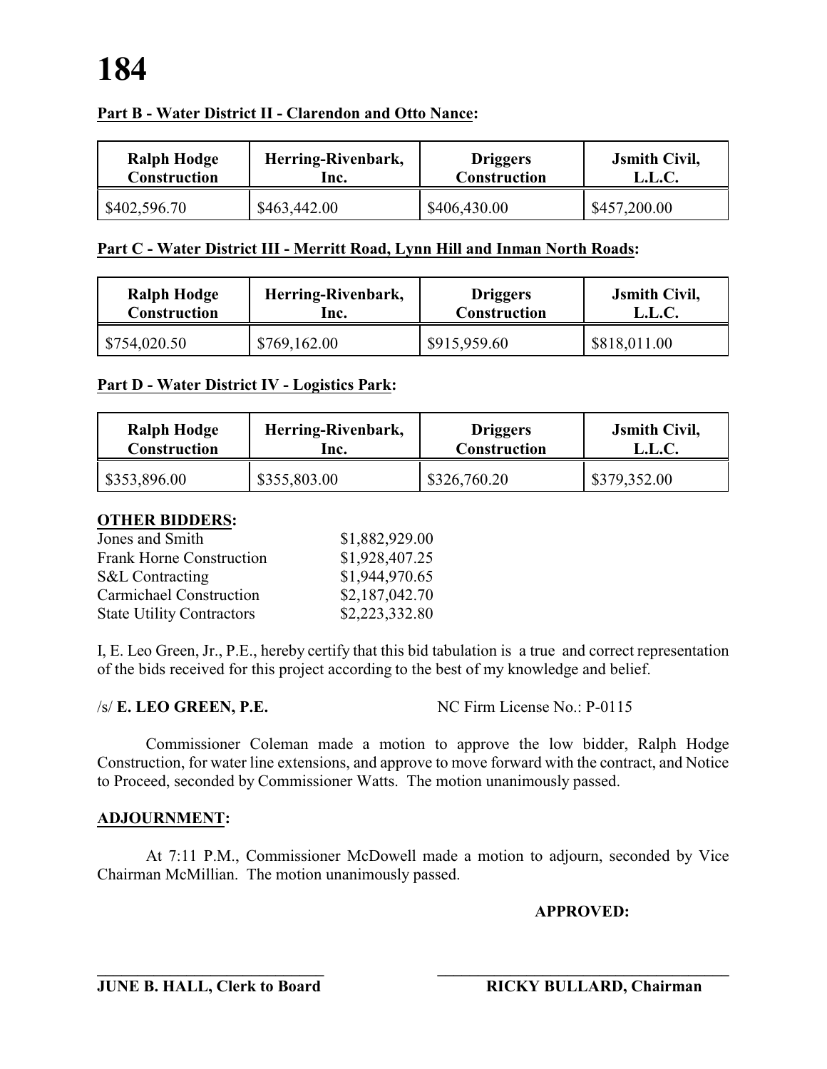**Part B - Water District II - Clarendon and Otto Nance:**

| Ralph Hodge Construction | Herring-Rivenbark, Inc. | Driggers Construction | Jsmith Civil, L.L.C. |
|---|---|---|---|
| $402,596.70 | $463,442.00 | $406,430.00 | $457,200.00 |

**Part C - Water District III - Merritt Road, Lynn Hill and Inman North Roads:**

| Ralph Hodge Construction | Herring-Rivenbark, Inc. | Driggers Construction | Jsmith Civil, L.L.C. |
|---|---|---|---|
| $754,020.50 | $769,162.00 | $915,959.60 | $818,011.00 |

**Part D - Water District IV - Logistics Park:**

| Ralph Hodge Construction | Herring-Rivenbark, Inc. | Driggers Construction | Jsmith Civil, L.L.C. |
|---|---|---|---|
| $353,896.00 | $355,803.00 | $326,760.20 | $379,352.00 |

**OTHER BIDDERS:**

| | |
|---|---|
| Jones and Smith | $1,882,929.00 |
| Frank Horne Construction | $1,928,407.25 |
| S&L Contracting | $1,944,970.65 |
| Carmichael Construction | $2,187,042.70 |
| State Utility Contractors | $2,223,332.80 |

I, E. Leo Green, Jr., P.E., hereby certify that this bid tabulation is a true and correct representation of the bids received for this project according to the best of my knowledge and belief.

/s/ **E. LEO GREEN, P.E.** NC Firm License No.: P-0115

Commissioner Coleman made a motion to approve the low bidder, Ralph Hodge Construction, for water line extensions, and approve to move forward with the contract, and Notice to Proceed, seconded by Commissioner Watts. The motion unanimously passed.

**ADJOURNMENT:**

At 7:11 P.M., Commissioner McDowell made a motion to adjourn, seconded by Vice Chairman McMillian. The motion unanimously passed.

**APPROVED:**

\_\_\_\_\_\_\_\_\_\_\_\_\_\_\_\_\_\_\_\_\_\_\_\_\_\_\_\_ \_\_\_\_\_\_\_\_\_\_\_\_\_\_\_\_\_\_\_\_\_\_\_\_\_\_\_\_\_\_\_\_\_\_\_\_

**JUNE B. HALL, Clerk to Board** **RICKY BULLARD, Chairman**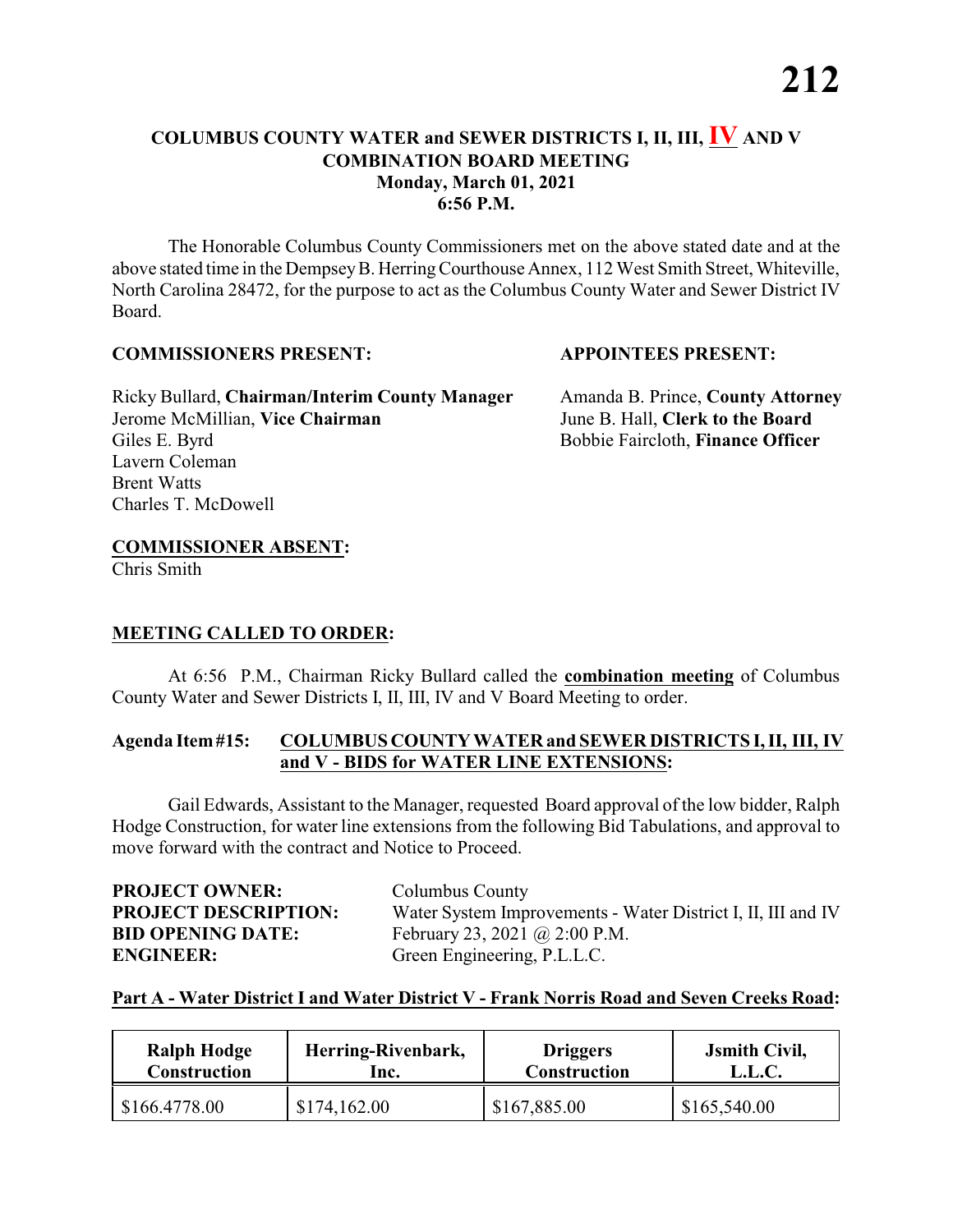# COLUMBUS COUNTY WATER and SEWER DISTRICTS I, II, III, IV AND V COMBINATION BOARD MEETING

**Monday, March 01, 2021**
**6:56 P.M.**

The Honorable Columbus County Commissioners met on the above stated date and at the above stated time in the Dempsey B. Herring Courthouse Annex, 112 West Smith Street, Whiteville, North Carolina 28472, for the purpose to act as the Columbus County Water and Sewer District IV Board.

**COMMISSIONERS PRESENT:**

Ricky Bullard, **Chairman/Interim County Manager**
Jerome McMillian, **Vice Chairman**
Giles E. Byrd
Lavern Coleman
Brent Watts
Charles T. McDowell

**APPOINTEES PRESENT:**

Amanda B. Prince, **County Attorney**
June B. Hall, **Clerk to the Board**
Bobbie Faircloth, **Finance Officer**

**COMMISSIONER ABSENT:**
Chris Smith

**MEETING CALLED TO ORDER:**

At 6:56 P.M., Chairman Ricky Bullard called the **combination meeting** of Columbus County Water and Sewer Districts I, II, III, IV and V Board Meeting to order.

**Agenda Item #15: COLUMBUS COUNTY WATER and SEWER DISTRICTS I, II, III, IV and V - BIDS for WATER LINE EXTENSIONS:**

Gail Edwards, Assistant to the Manager, requested Board approval of the low bidder, Ralph Hodge Construction, for water line extensions from the following Bid Tabulations, and approval to move forward with the contract and Notice to Proceed.

**PROJECT OWNER:** Columbus County
**PROJECT DESCRIPTION:** Water System Improvements - Water District I, II, III and IV
**BID OPENING DATE:** February 23, 2021 @ 2:00 P.M.
**ENGINEER:** Green Engineering, P.L.L.C.

**Part A - Water District I and Water District V - Frank Norris Road and Seven Creeks Road:**

| Ralph Hodge Construction | Herring-Rivenbark, Inc. | Driggers Construction | Jsmith Civil, L.L.C. |
|---|---|---|---|
| $166.4778.00 | $174,162.00 | $167,885.00 | $165,540.00 |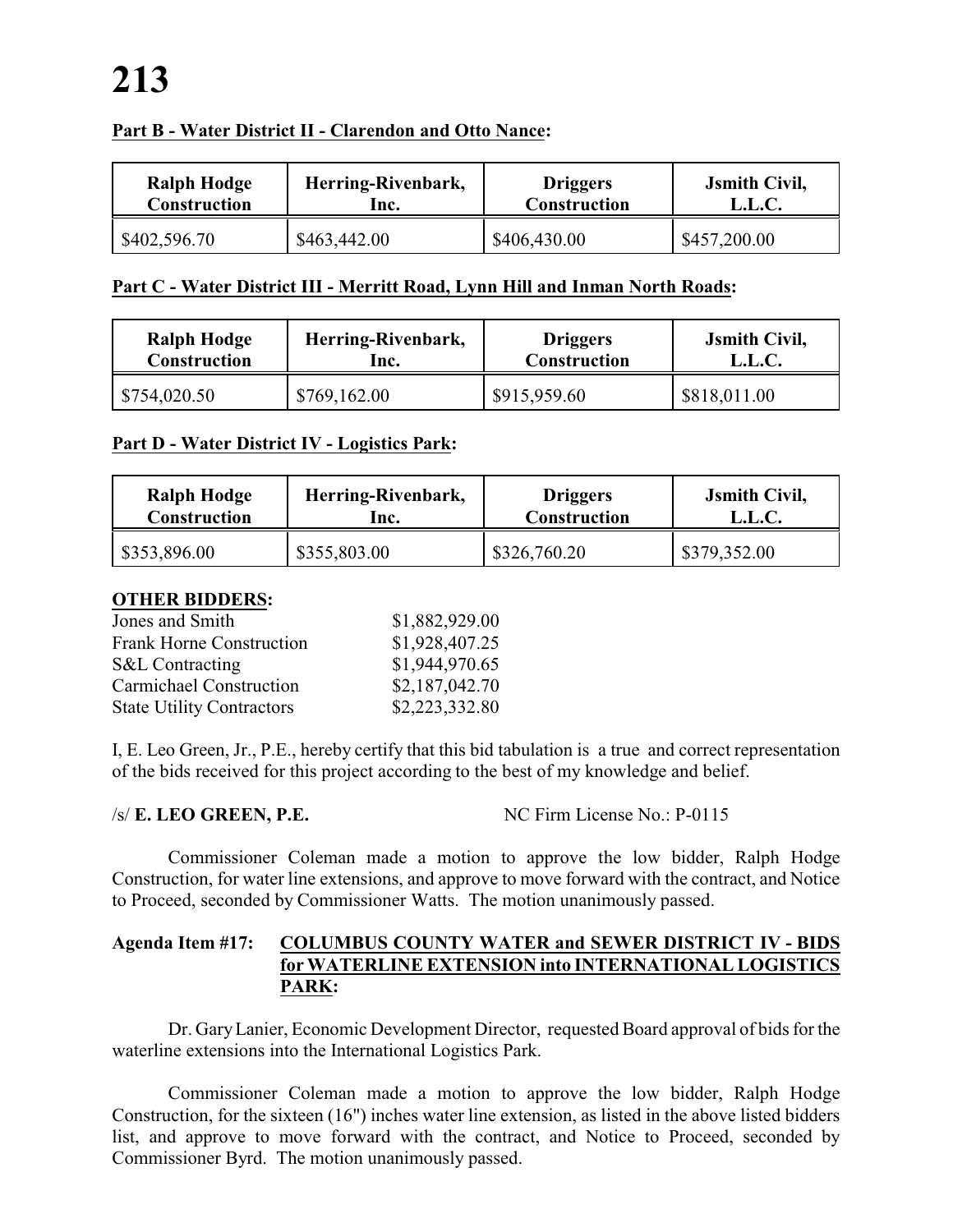**Part B - Water District II - Clarendon and Otto Nance:**

| Ralph Hodge Construction | Herring-Rivenbark, Inc. | Driggers Construction | Jsmith Civil, L.L.C. |
|---|---|---|---|
| $402,596.70 | $463,442.00 | $406,430.00 | $457,200.00 |

**Part C - Water District III - Merritt Road, Lynn Hill and Inman North Roads:**

| Ralph Hodge Construction | Herring-Rivenbark, Inc. | Driggers Construction | Jsmith Civil, L.L.C. |
|---|---|---|---|
| $754,020.50 | $769,162.00 | $915,959.60 | $818,011.00 |

**Part D - Water District IV - Logistics Park:**

| Ralph Hodge Construction | Herring-Rivenbark, Inc. | Driggers Construction | Jsmith Civil, L.L.C. |
|---|---|---|---|
| $353,896.00 | $355,803.00 | $326,760.20 | $379,352.00 |

**OTHER BIDDERS:**

| | |
|---|---|
| Jones and Smith | $1,882,929.00 |
| Frank Horne Construction | $1,928,407.25 |
| S&L Contracting | $1,944,970.65 |
| Carmichael Construction | $2,187,042.70 |
| State Utility Contractors | $2,223,332.80 |

I, E. Leo Green, Jr., P.E., hereby certify that this bid tabulation is a true and correct representation of the bids received for this project according to the best of my knowledge and belief.

/s/ **E. LEO GREEN, P.E.** NC Firm License No.: P-0115

Commissioner Coleman made a motion to approve the low bidder, Ralph Hodge Construction, for water line extensions, and approve to move forward with the contract, and Notice to Proceed, seconded by Commissioner Watts. The motion unanimously passed.

**Agenda Item #17: COLUMBUS COUNTY WATER and SEWER DISTRICT IV - BIDS for WATERLINE EXTENSION into INTERNATIONAL LOGISTICS PARK:**

Dr. Gary Lanier, Economic Development Director, requested Board approval of bids for the waterline extensions into the International Logistics Park.

Commissioner Coleman made a motion to approve the low bidder, Ralph Hodge Construction, for the sixteen (16") inches water line extension, as listed in the above listed bidders list, and approve to move forward with the contract, and Notice to Proceed, seconded by Commissioner Byrd. The motion unanimously passed.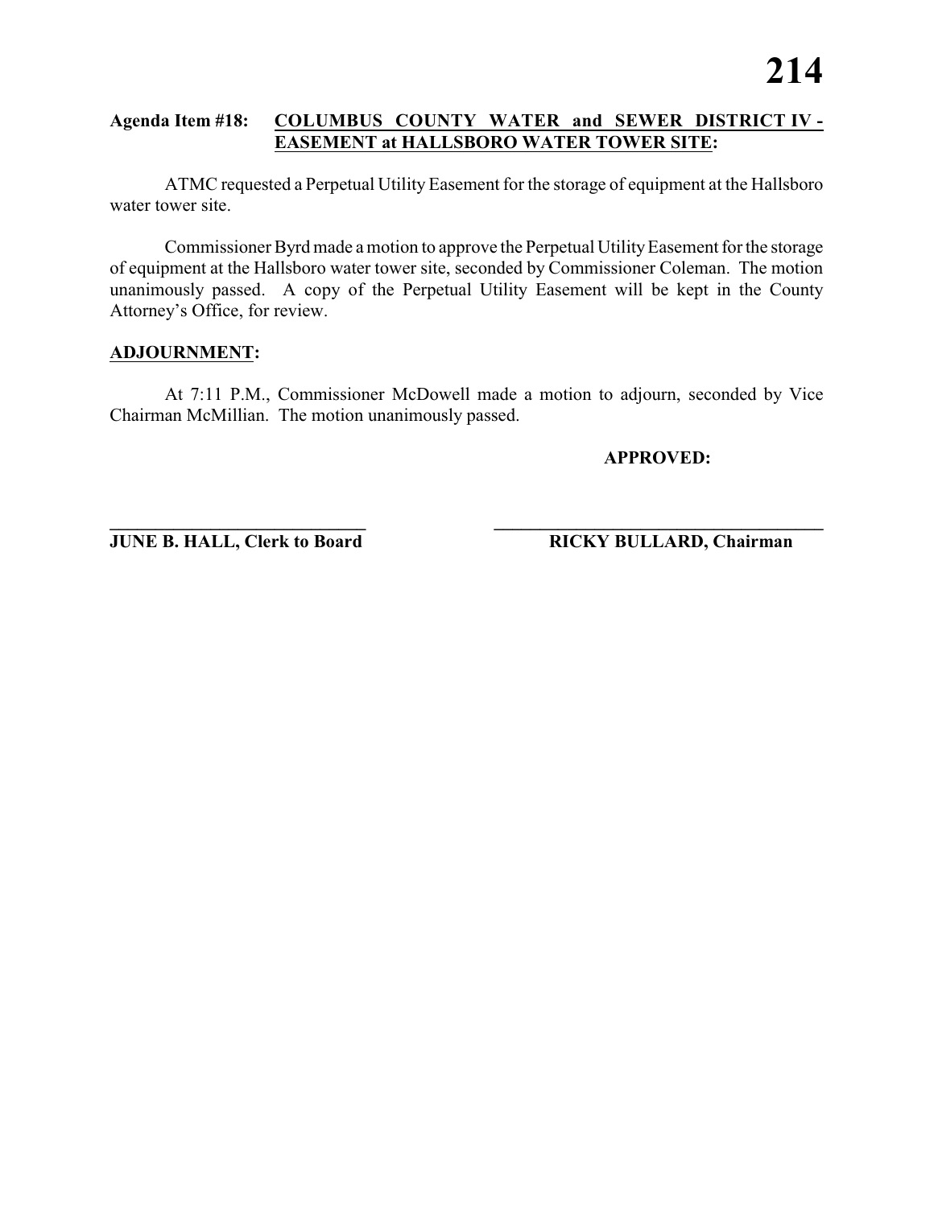**Agenda Item #18: COLUMBUS COUNTY WATER and SEWER DISTRICT IV - EASEMENT at HALLSBORO WATER TOWER SITE:**

ATMC requested a Perpetual Utility Easement for the storage of equipment at the Hallsboro water tower site.

Commissioner Byrd made a motion to approve the Perpetual Utility Easement for the storage of equipment at the Hallsboro water tower site, seconded by Commissioner Coleman. The motion unanimously passed. A copy of the Perpetual Utility Easement will be kept in the County Attorney's Office, for review.

**ADJOURNMENT:**

At 7:11 P.M., Commissioner McDowell made a motion to adjourn, seconded by Vice Chairman McMillian. The motion unanimously passed.

**APPROVED:**

______________________________ ______________________________

**JUNE B. HALL, Clerk to Board** **RICKY BULLARD, Chairman**